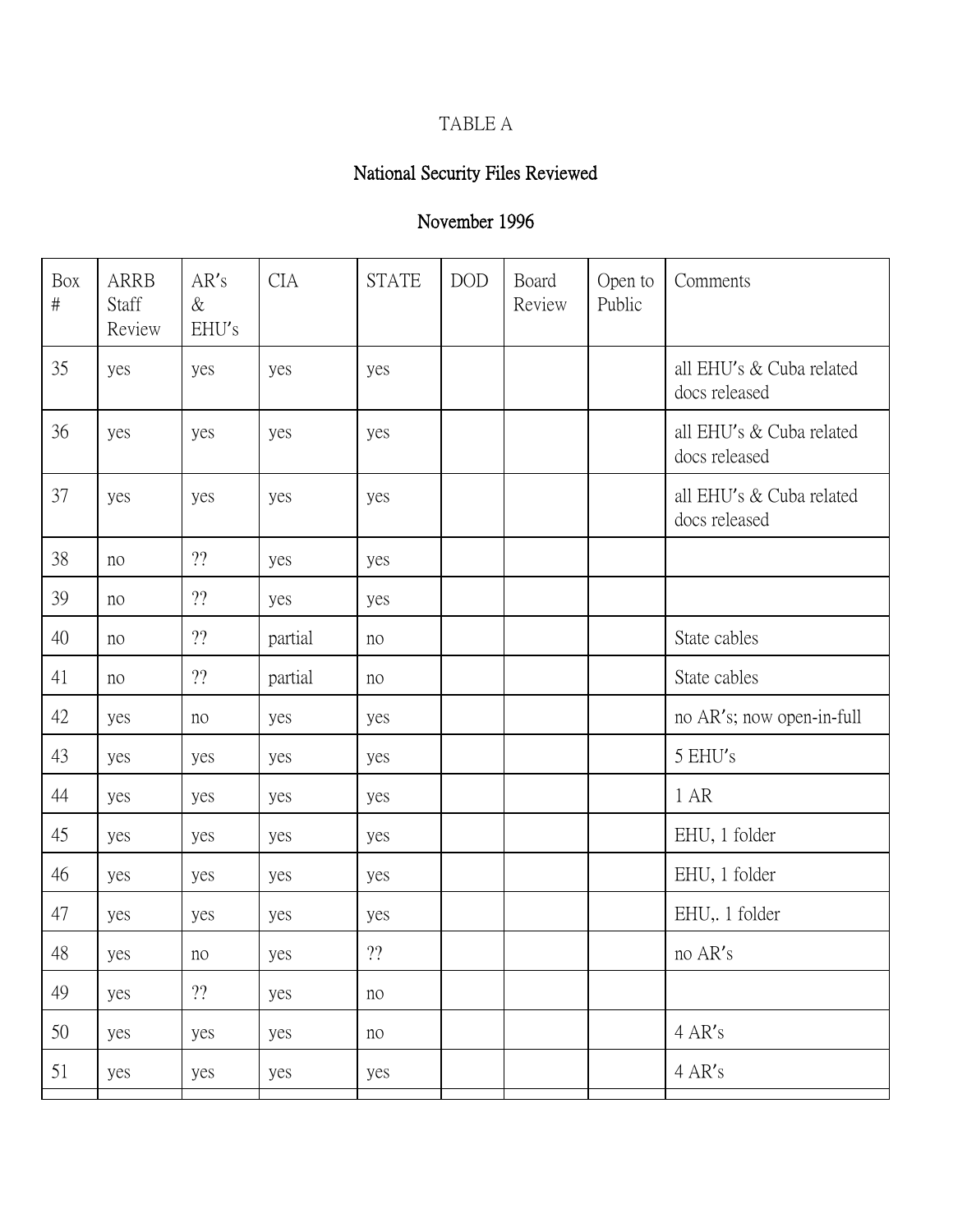TABLE A

**National Security Files Reviewed**

**November 1996**

| Box # | ARRB Staff Review | AR's & EHU's | CIA | STATE | DOD | Board Review | Open to Public | Comments |
|---|---|---|---|---|---|---|---|---|
| 35 | yes | yes | yes | yes | | | | all EHU's & Cuba related docs released |
| 36 | yes | yes | yes | yes | | | | all EHU's & Cuba related docs released |
| 37 | yes | yes | yes | yes | | | | all EHU's & Cuba related docs released |
| 38 | no | ?? | yes | yes | | | | |
| 39 | no | ?? | yes | yes | | | | |
| 40 | no | ?? | partial | no | | | | State cables |
| 41 | no | ?? | partial | no | | | | State cables |
| 42 | yes | no | yes | yes | | | | no AR's; now open-in-full |
| 43 | yes | yes | yes | yes | | | | 5 EHU's |
| 44 | yes | yes | yes | yes | | | | 1 AR |
| 45 | yes | yes | yes | yes | | | | EHU, 1 folder |
| 46 | yes | yes | yes | yes | | | | EHU, 1 folder |
| 47 | yes | yes | yes | yes | | | | EHU,. 1 folder |
| 48 | yes | no | yes | ?? | | | | no AR's |
| 49 | yes | ?? | yes | no | | | | |
| 50 | yes | yes | yes | no | | | | 4 AR's |
| 51 | yes | yes | yes | yes | | | | 4 AR's |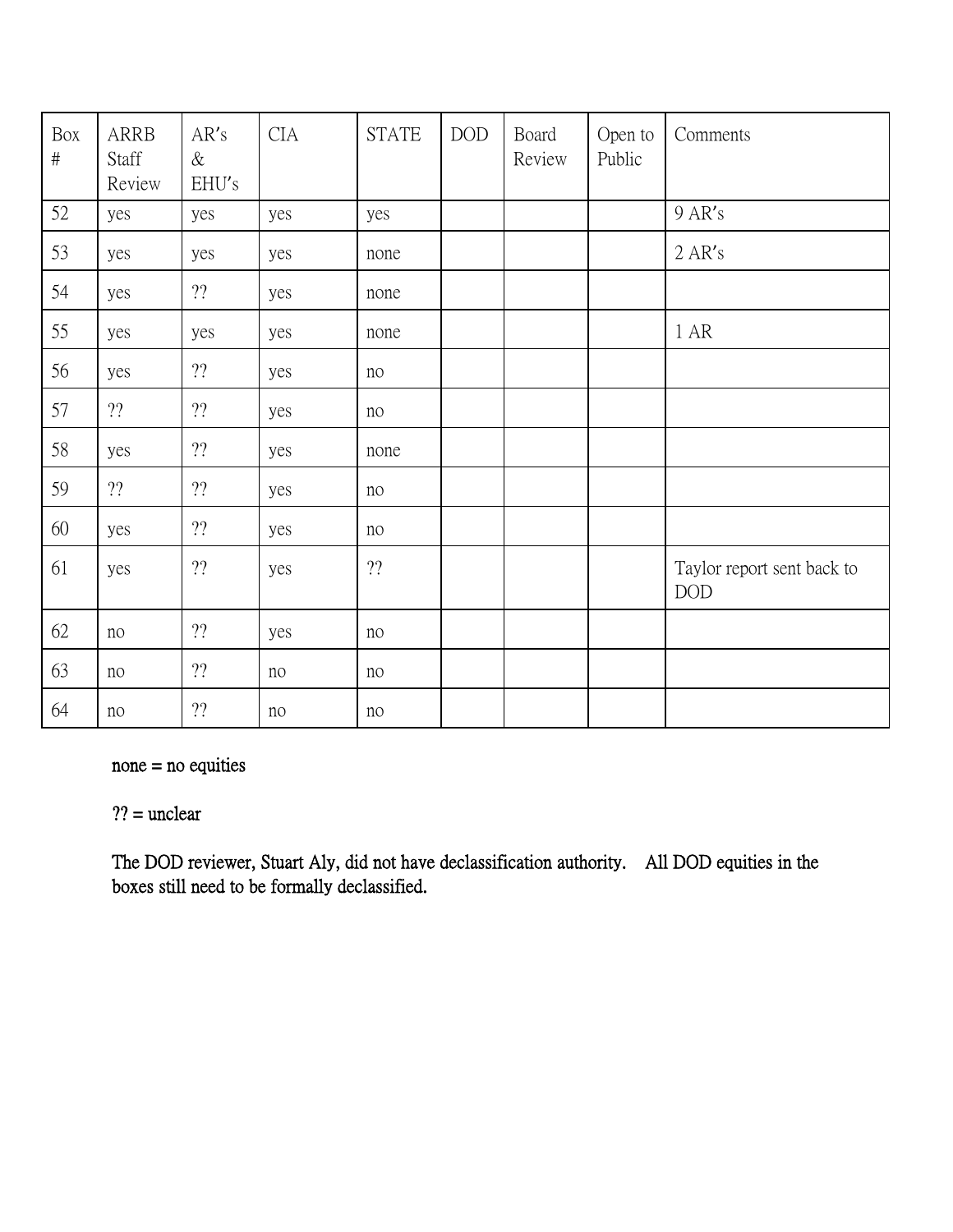| Box # | ARRB Staff Review | AR's & EHU's | CIA | STATE | DOD | Board Review | Open to Public | Comments |
|---|---|---|---|---|---|---|---|---|
| 52 | yes | yes | yes | yes | | | | 9 AR's |
| 53 | yes | yes | yes | none | | | | 2 AR's |
| 54 | yes | ?? | yes | none | | | | |
| 55 | yes | yes | yes | none | | | | 1 AR |
| 56 | yes | ?? | yes | no | | | | |
| 57 | ?? | ?? | yes | no | | | | |
| 58 | yes | ?? | yes | none | | | | |
| 59 | ?? | ?? | yes | no | | | | |
| 60 | yes | ?? | yes | no | | | | |
| 61 | yes | ?? | yes | ?? | | | | Taylor report sent back to DOD |
| 62 | no | ?? | yes | no | | | | |
| 63 | no | ?? | no | no | | | | |
| 64 | no | ?? | no | no | | | | |

none = no equities

?? = unclear

The DOD reviewer, Stuart Aly, did not have declassification authority. All DOD equities in the boxes still need to be formally declassified.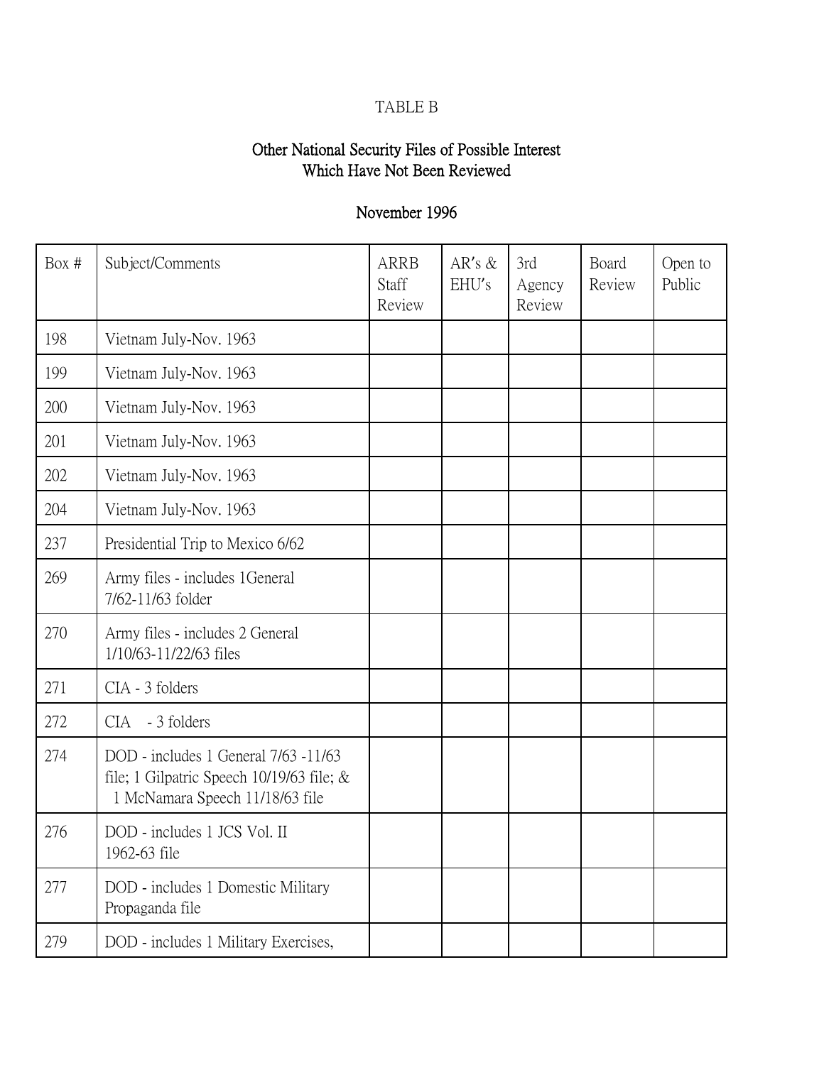TABLE B

**Other National Security Files of Possible Interest Which Have Not Been Reviewed**

**November 1996**

| Box # | Subject/Comments | ARRB Staff Review | AR's & EHU's | 3rd Agency Review | Board Review | Open to Public |
|---|---|---|---|---|---|---|
| 198 | Vietnam July-Nov. 1963 | | | | | |
| 199 | Vietnam July-Nov. 1963 | | | | | |
| 200 | Vietnam July-Nov. 1963 | | | | | |
| 201 | Vietnam July-Nov. 1963 | | | | | |
| 202 | Vietnam July-Nov. 1963 | | | | | |
| 204 | Vietnam July-Nov. 1963 | | | | | |
| 237 | Presidential Trip to Mexico 6/62 | | | | | |
| 269 | Army files - includes 1General 7/62-11/63 folder | | | | | |
| 270 | Army files - includes 2 General 1/10/63-11/22/63 files | | | | | |
| 271 | CIA - 3 folders | | | | | |
| 272 | CIA - 3 folders | | | | | |
| 274 | DOD - includes 1 General 7/63 -11/63 file; 1 Gilpatric Speech 10/19/63 file; & 1 McNamara Speech 11/18/63 file | | | | | |
| 276 | DOD - includes 1 JCS Vol. II 1962-63 file | | | | | |
| 277 | DOD - includes 1 Domestic Military Propaganda file | | | | | |
| 279 | DOD - includes 1 Military Exercises, | | | | | |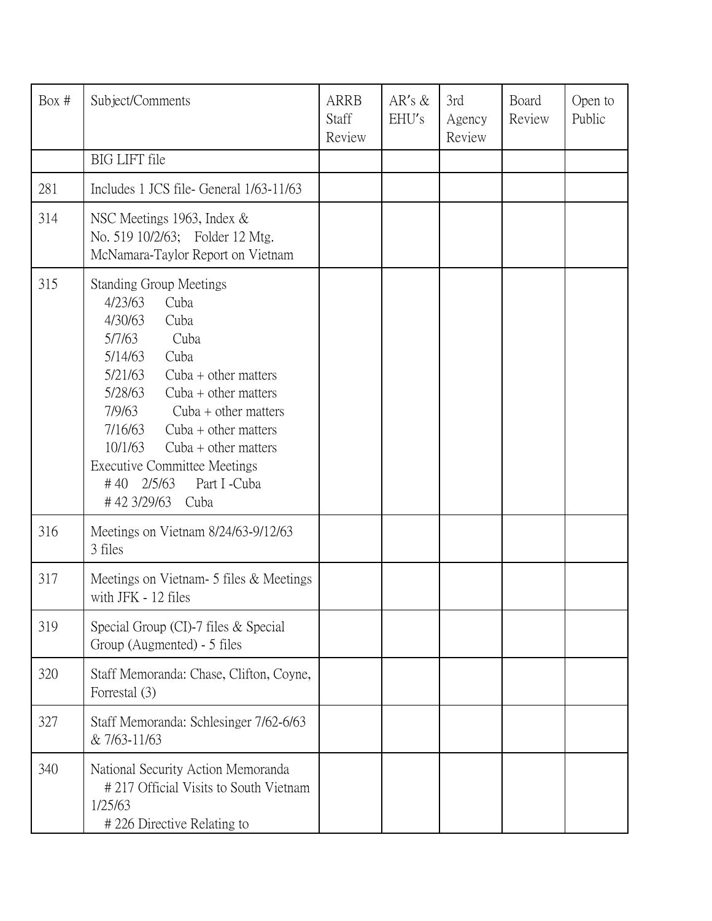| Box # | Subject/Comments | ARRB Staff Review | AR's & EHU's | 3rd Agency Review | Board Review | Open to Public |
|---|---|---|---|---|---|---|
| | BIG LIFT file | | | | | |
| 281 | Includes 1 JCS file- General 1/63-11/63 | | | | | |
| 314 | NSC Meetings 1963, Index & No. 519 10/2/63; Folder 12 Mtg. McNamara-Taylor Report on Vietnam | | | | | |
| 315 | Standing Group Meetings<br>4/23/63 Cuba<br>4/30/63 Cuba<br>5/7/63 Cuba<br>5/14/63 Cuba<br>5/21/63 Cuba + other matters<br>5/28/63 Cuba + other matters<br>7/9/63 Cuba + other matters<br>7/16/63 Cuba + other matters<br>10/1/63 Cuba + other matters<br>Executive Committee Meetings<br># 40 2/5/63 Part I -Cuba<br># 42 3/29/63 Cuba | | | | | |
| 316 | Meetings on Vietnam 8/24/63-9/12/63 3 files | | | | | |
| 317 | Meetings on Vietnam- 5 files & Meetings with JFK - 12 files | | | | | |
| 319 | Special Group (CI)-7 files & Special Group (Augmented) - 5 files | | | | | |
| 320 | Staff Memoranda: Chase, Clifton, Coyne, Forrestal (3) | | | | | |
| 327 | Staff Memoranda: Schlesinger 7/62-6/63 & 7/63-11/63 | | | | | |
| 340 | National Security Action Memoranda<br># 217 Official Visits to South Vietnam 1/25/63<br># 226 Directive Relating to | | | | | |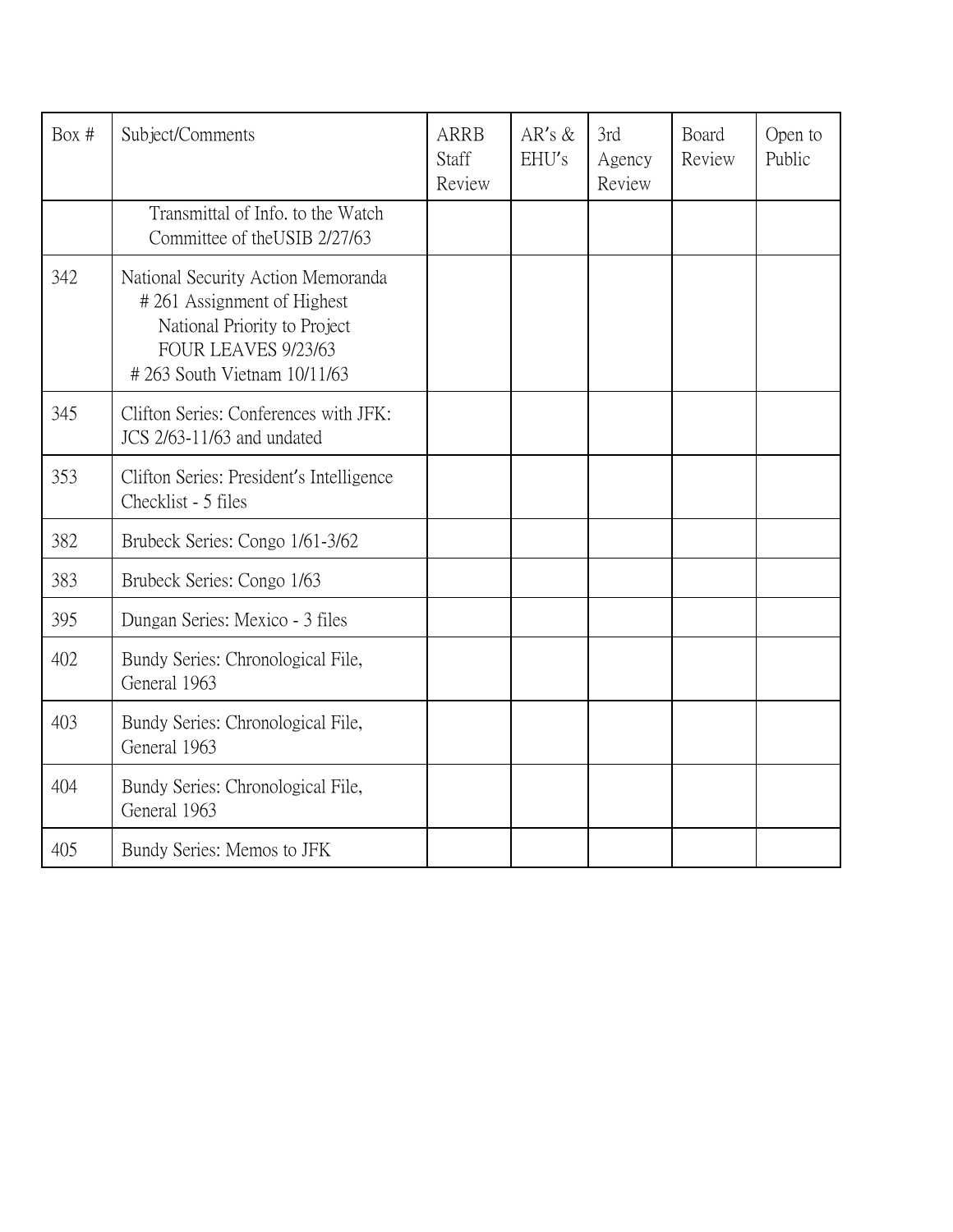| Box # | Subject/Comments | ARRB Staff Review | AR's & EHU's | 3rd Agency Review | Board Review | Open to Public |
|---|---|---|---|---|---|---|
| | Transmittal of Info. to the Watch Committee of theUSIB 2/27/63 | | | | | |
| 342 | National Security Action Memoranda<br># 261 Assignment of Highest National Priority to Project FOUR LEAVES 9/23/63<br># 263 South Vietnam 10/11/63 | | | | | |
| 345 | Clifton Series: Conferences with JFK: JCS 2/63-11/63 and undated | | | | | |
| 353 | Clifton Series: President's Intelligence Checklist - 5 files | | | | | |
| 382 | Brubeck Series: Congo 1/61-3/62 | | | | | |
| 383 | Brubeck Series: Congo 1/63 | | | | | |
| 395 | Dungan Series: Mexico - 3 files | | | | | |
| 402 | Bundy Series: Chronological File, General 1963 | | | | | |
| 403 | Bundy Series: Chronological File, General 1963 | | | | | |
| 404 | Bundy Series: Chronological File, General 1963 | | | | | |
| 405 | Bundy Series: Memos to JFK | | | | | |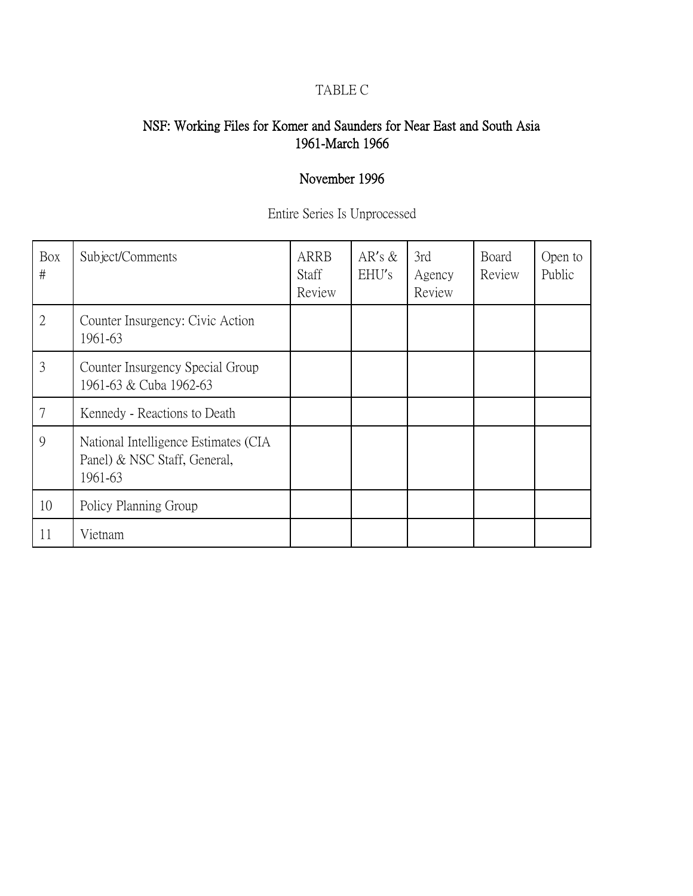TABLE C

## NSF: Working Files for Komer and Saunders for Near East and South Asia 1961-March 1966

## November 1996

Entire Series Is Unprocessed

| Box # | Subject/Comments | ARRB Staff Review | AR's & EHU's | 3rd Agency Review | Board Review | Open to Public |
|---|---|---|---|---|---|---|
| 2 | Counter Insurgency: Civic Action 1961-63 | | | | | |
| 3 | Counter Insurgency Special Group 1961-63 & Cuba 1962-63 | | | | | |
| 7 | Kennedy - Reactions to Death | | | | | |
| 9 | National Intelligence Estimates (CIA Panel) & NSC Staff, General, 1961-63 | | | | | |
| 10 | Policy Planning Group | | | | | |
| 11 | Vietnam | | | | | |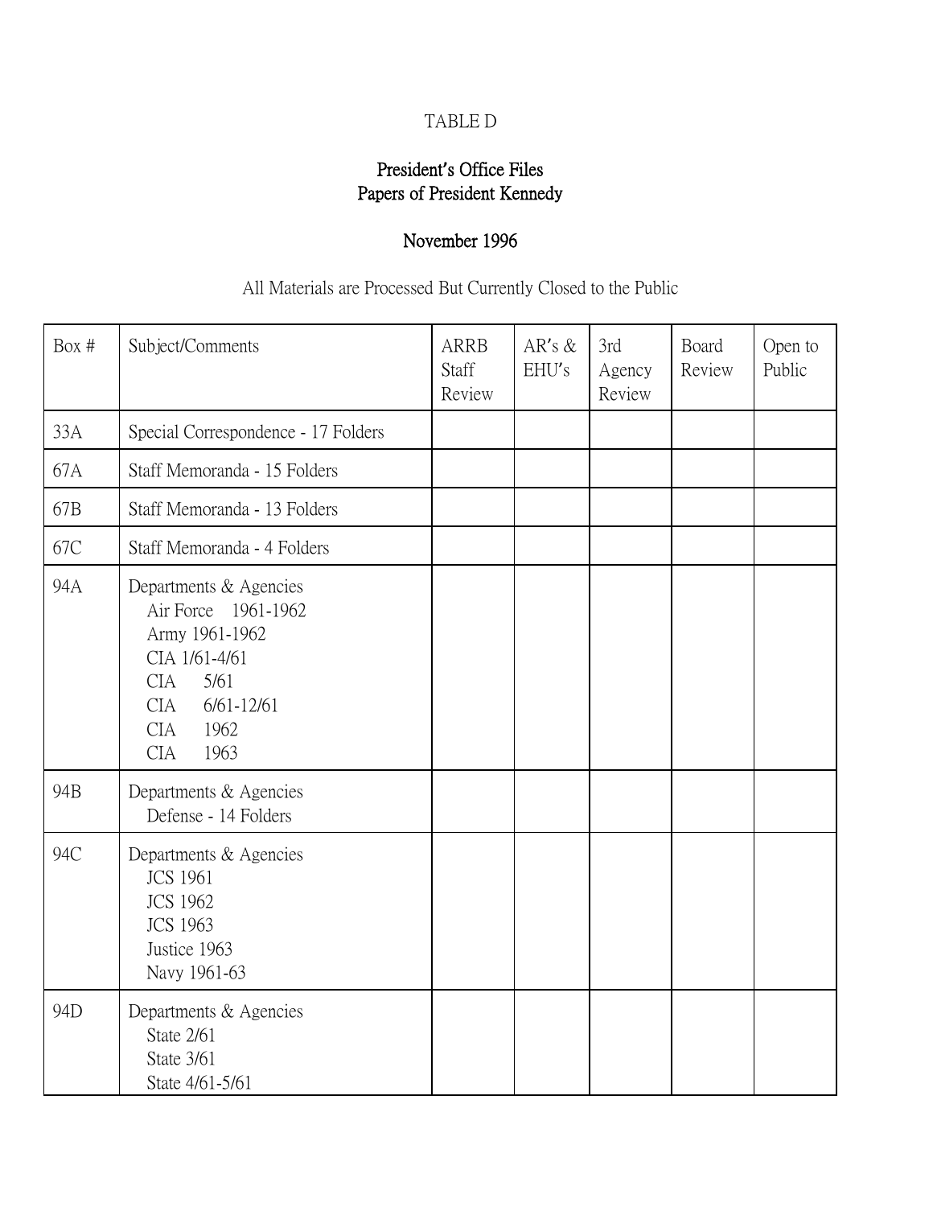TABLE D

**President's Office Files**
**Papers of President Kennedy**

**November 1996**

All Materials are Processed But Currently Closed to the Public

| Box # | Subject/Comments | ARRB Staff Review | AR's & EHU's | 3rd Agency Review | Board Review | Open to Public |
|---|---|---|---|---|---|---|
| 33A | Special Correspondence - 17 Folders | | | | | |
| 67A | Staff Memoranda - 15 Folders | | | | | |
| 67B | Staff Memoranda - 13 Folders | | | | | |
| 67C | Staff Memoranda - 4 Folders | | | | | |
| 94A | Departments & Agencies<br>Air Force 1961-1962<br>Army 1961-1962<br>CIA 1/61-4/61<br>CIA 5/61<br>CIA 6/61-12/61<br>CIA 1962<br>CIA 1963 | | | | | |
| 94B | Departments & Agencies<br>Defense - 14 Folders | | | | | |
| 94C | Departments & Agencies<br>JCS 1961<br>JCS 1962<br>JCS 1963<br>Justice 1963<br>Navy 1961-63 | | | | | |
| 94D | Departments & Agencies<br>State 2/61<br>State 3/61<br>State 4/61-5/61 | | | | | |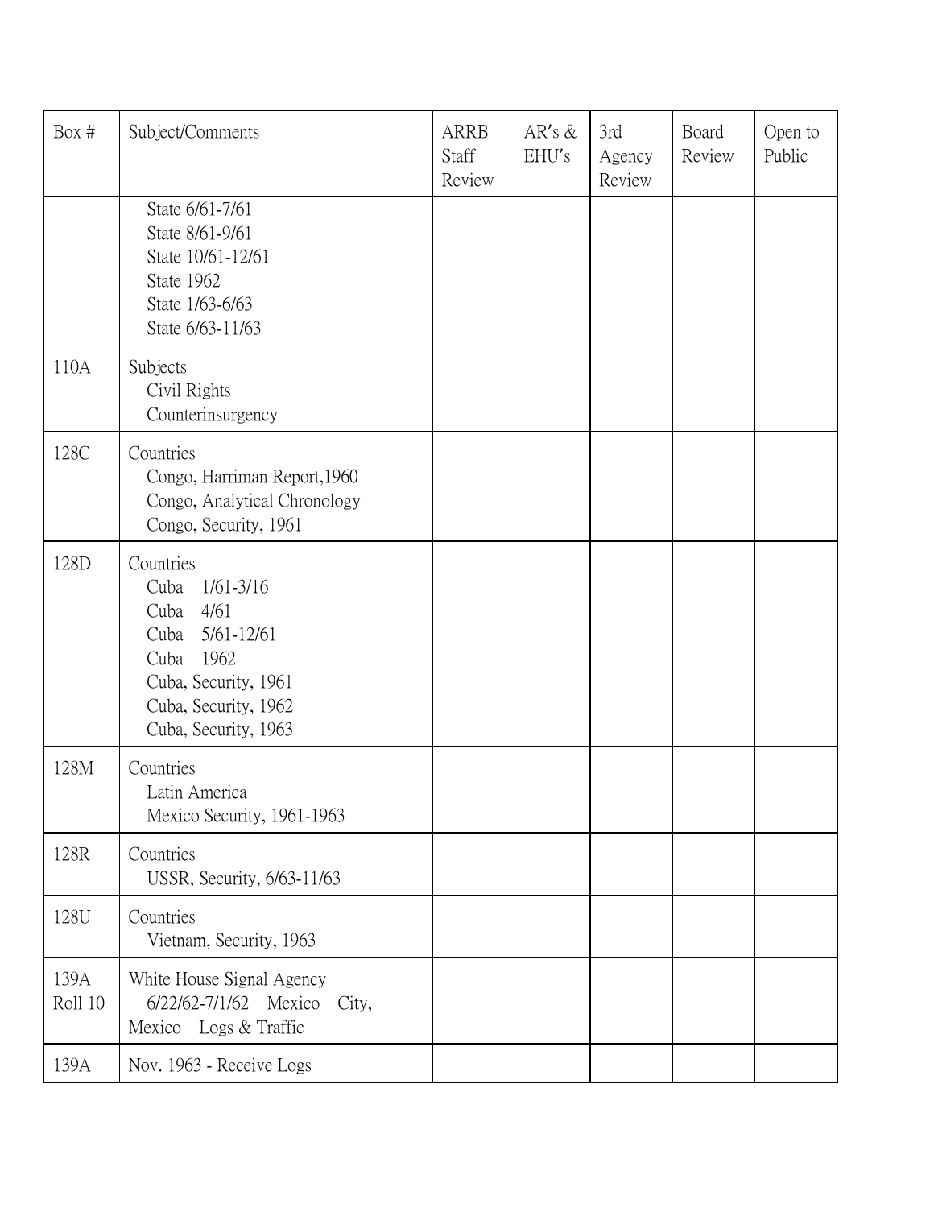| Box # | Subject/Comments | ARRB Staff Review | AR's & EHU's | 3rd Agency Review | Board Review | Open to Public |
|---|---|---|---|---|---|---|
| | State 6/61-7/61<br>State 8/61-9/61<br>State 10/61-12/61<br>State 1962<br>State 1/63-6/63<br>State 6/63-11/63 | | | | | |
| 110A | Subjects<br>Civil Rights<br>Counterinsurgency | | | | | |
| 128C | Countries<br>Congo, Harriman Report,1960<br>Congo, Analytical Chronology<br>Congo, Security, 1961 | | | | | |
| 128D | Countries<br>Cuba 1/61-3/16<br>Cuba 4/61<br>Cuba 5/61-12/61<br>Cuba 1962<br>Cuba, Security, 1961<br>Cuba, Security, 1962<br>Cuba, Security, 1963 | | | | | |
| 128M | Countries<br>Latin America<br>Mexico Security, 1961-1963 | | | | | |
| 128R | Countries<br>USSR, Security, 6/63-11/63 | | | | | |
| 128U | Countries<br>Vietnam, Security, 1963 | | | | | |
| 139A Roll 10 | White House Signal Agency<br>6/22/62-7/1/62 Mexico City, Mexico Logs & Traffic | | | | | |
| 139A | Nov. 1963 - Receive Logs | | | | | |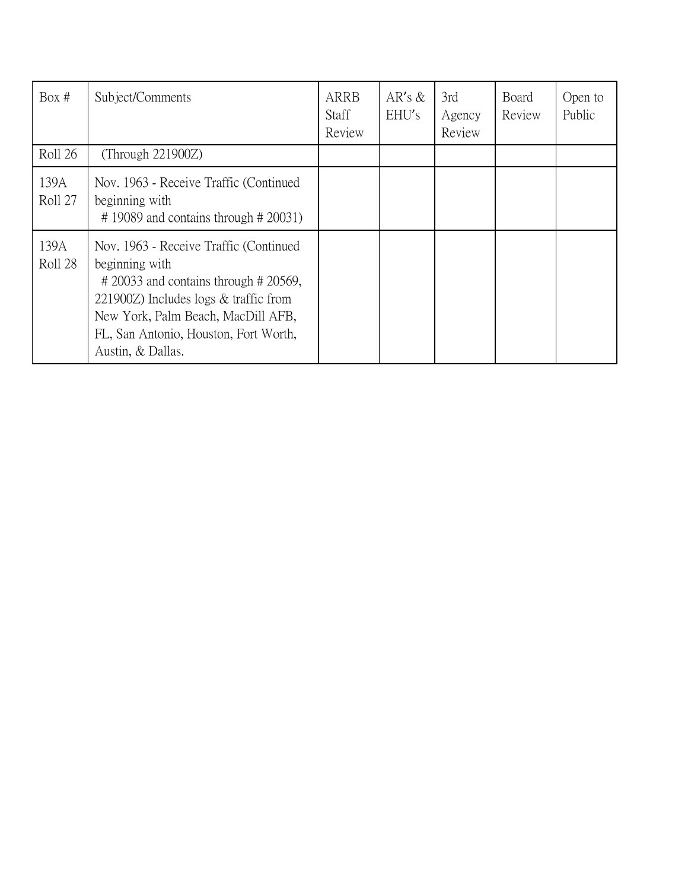| Box # | Subject/Comments | ARRB Staff Review | AR's & EHU's | 3rd Agency Review | Board Review | Open to Public |
|---|---|---|---|---|---|---|
| Roll 26 | (Through 221900Z) | | | | | |
| 139A Roll 27 | Nov. 1963 - Receive Traffic (Continued beginning with # 19089 and contains through # 20031) | | | | | |
| 139A Roll 28 | Nov. 1963 - Receive Traffic (Continued beginning with # 20033 and contains through # 20569, 221900Z) Includes logs & traffic from New York, Palm Beach, MacDill AFB, FL, San Antonio, Houston, Fort Worth, Austin, & Dallas. | | | | | |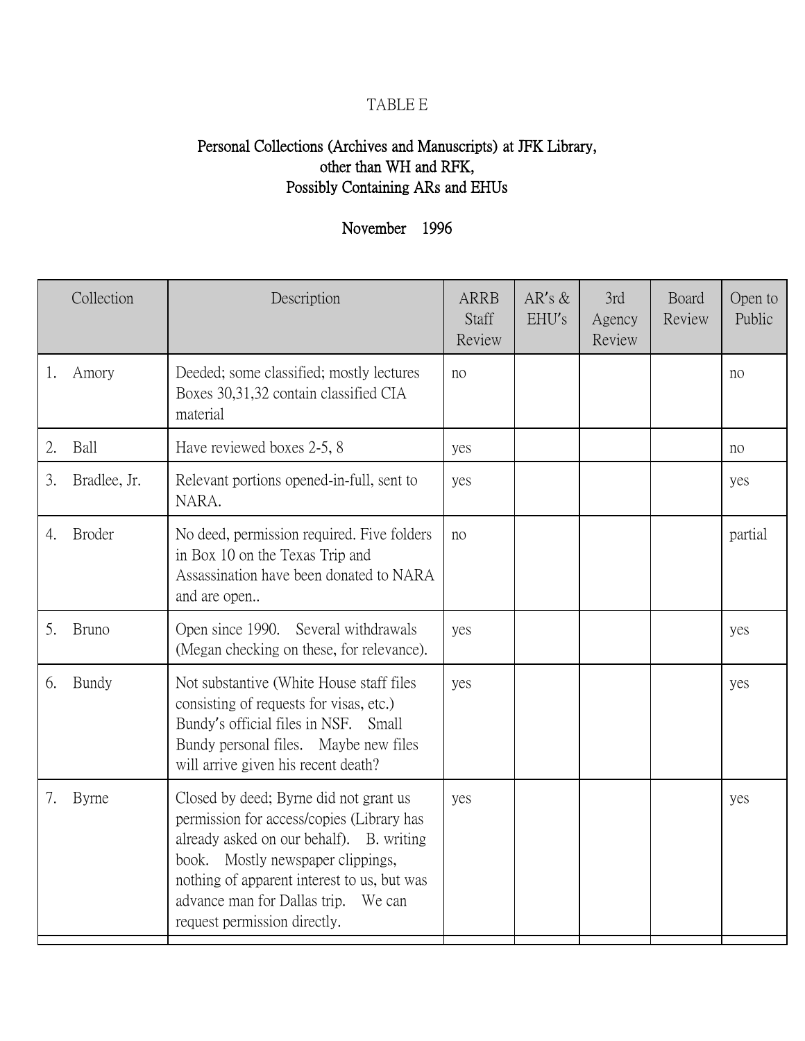TABLE E

**Personal Collections (Archives and Manuscripts) at JFK Library, other than WH and RFK, Possibly Containing ARs and EHUs**

**November 1996**

| Collection | Description | ARRB Staff Review | AR's & EHU's | 3rd Agency Review | Board Review | Open to Public |
|---|---|---|---|---|---|---|
| 1. Amory | Deeded; some classified; mostly lectures Boxes 30,31,32 contain classified CIA material | no | | | | no |
| 2. Ball | Have reviewed boxes 2-5, 8 | yes | | | | no |
| 3. Bradlee, Jr. | Relevant portions opened-in-full, sent to NARA. | yes | | | | yes |
| 4. Broder | No deed, permission required. Five folders in Box 10 on the Texas Trip and Assassination have been donated to NARA and are open.. | no | | | | partial |
| 5. Bruno | Open since 1990. Several withdrawals (Megan checking on these, for relevance). | yes | | | | yes |
| 6. Bundy | Not substantive (White House staff files consisting of requests for visas, etc.) Bundy's official files in NSF. Small Bundy personal files. Maybe new files will arrive given his recent death? | yes | | | | yes |
| 7. Byrne | Closed by deed; Byrne did not grant us permission for access/copies (Library has already asked on our behalf). B. writing book. Mostly newspaper clippings, nothing of apparent interest to us, but was advance man for Dallas trip. We can request permission directly. | yes | | | | yes |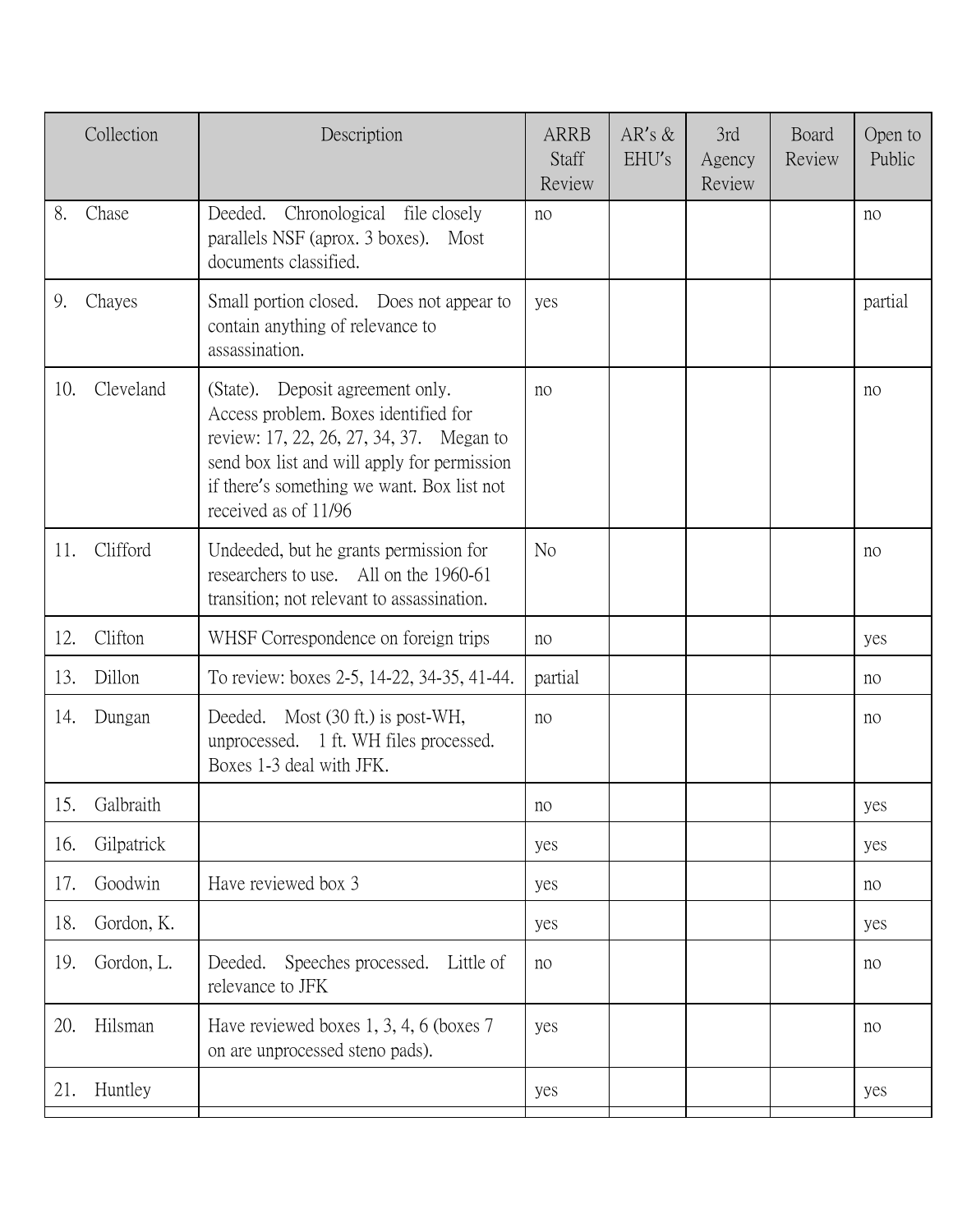| Collection | Description | ARRB Staff Review | AR's & EHU's | 3rd Agency Review | Board Review | Open to Public |
|---|---|---|---|---|---|---|
| 8. Chase | Deeded. Chronological file closely parallels NSF (aprox. 3 boxes). Most documents classified. | no | | | | no |
| 9. Chayes | Small portion closed. Does not appear to contain anything of relevance to assassination. | yes | | | | partial |
| 10. Cleveland | (State). Deposit agreement only. Access problem. Boxes identified for review: 17, 22, 26, 27, 34, 37. Megan to send box list and will apply for permission if there's something we want. Box list not received as of 11/96 | no | | | | no |
| 11. Clifford | Undeeded, but he grants permission for researchers to use. All on the 1960-61 transition; not relevant to assassination. | No | | | | no |
| 12. Clifton | WHSF Correspondence on foreign trips | no | | | | yes |
| 13. Dillon | To review: boxes 2-5, 14-22, 34-35, 41-44. | partial | | | | no |
| 14. Dungan | Deeded. Most (30 ft.) is post-WH, unprocessed. 1 ft. WH files processed. Boxes 1-3 deal with JFK. | no | | | | no |
| 15. Galbraith | | no | | | | yes |
| 16. Gilpatrick | | yes | | | | yes |
| 17. Goodwin | Have reviewed box 3 | yes | | | | no |
| 18. Gordon, K. | | yes | | | | yes |
| 19. Gordon, L. | Deeded. Speeches processed. Little of relevance to JFK | no | | | | no |
| 20. Hilsman | Have reviewed boxes 1, 3, 4, 6 (boxes 7 on are unprocessed steno pads). | yes | | | | no |
| 21. Huntley | | yes | | | | yes |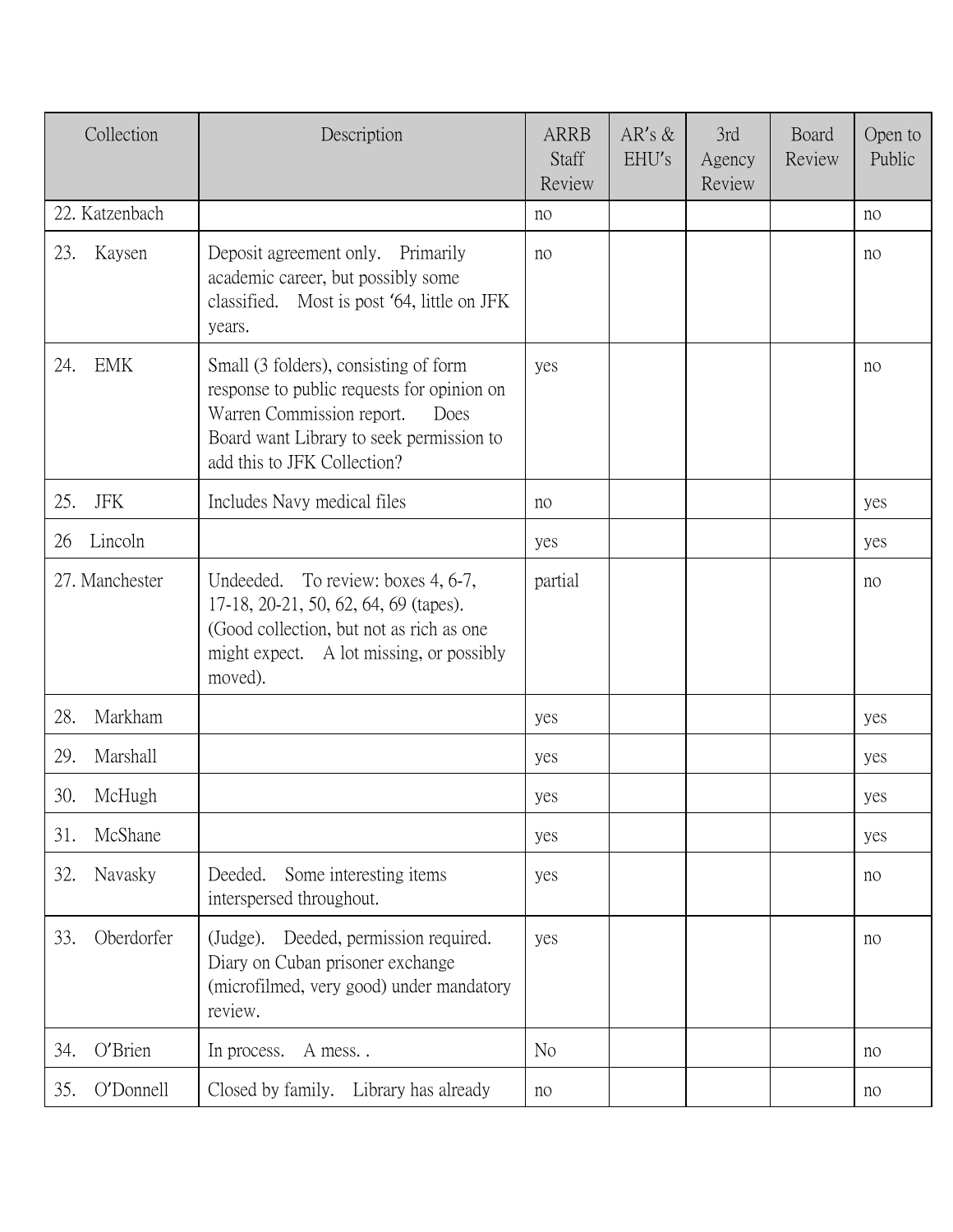| Collection | Description | ARRB Staff Review | AR's & EHU's | 3rd Agency Review | Board Review | Open to Public |
|---|---|---|---|---|---|---|
| 22. Katzenbach | | no | | | | no |
| 23. Kaysen | Deposit agreement only. Primarily academic career, but possibly some classified. Most is post '64, little on JFK years. | no | | | | no |
| 24. EMK | Small (3 folders), consisting of form response to public requests for opinion on Warren Commission report. Does Board want Library to seek permission to add this to JFK Collection? | yes | | | | no |
| 25. JFK | Includes Navy medical files | no | | | | yes |
| 26 Lincoln | | yes | | | | yes |
| 27. Manchester | Undeeded. To review: boxes 4, 6-7, 17-18, 20-21, 50, 62, 64, 69 (tapes). (Good collection, but not as rich as one might expect. A lot missing, or possibly moved). | partial | | | | no |
| 28. Markham | | yes | | | | yes |
| 29. Marshall | | yes | | | | yes |
| 30. McHugh | | yes | | | | yes |
| 31. McShane | | yes | | | | yes |
| 32. Navasky | Deeded. Some interesting items interspersed throughout. | yes | | | | no |
| 33. Oberdorfer | (Judge). Deeded, permission required. Diary on Cuban prisoner exchange (microfilmed, very good) under mandatory review. | yes | | | | no |
| 34. O'Brien | In process. A mess. . | No | | | | no |
| 35. O'Donnell | Closed by family. Library has already | no | | | | no |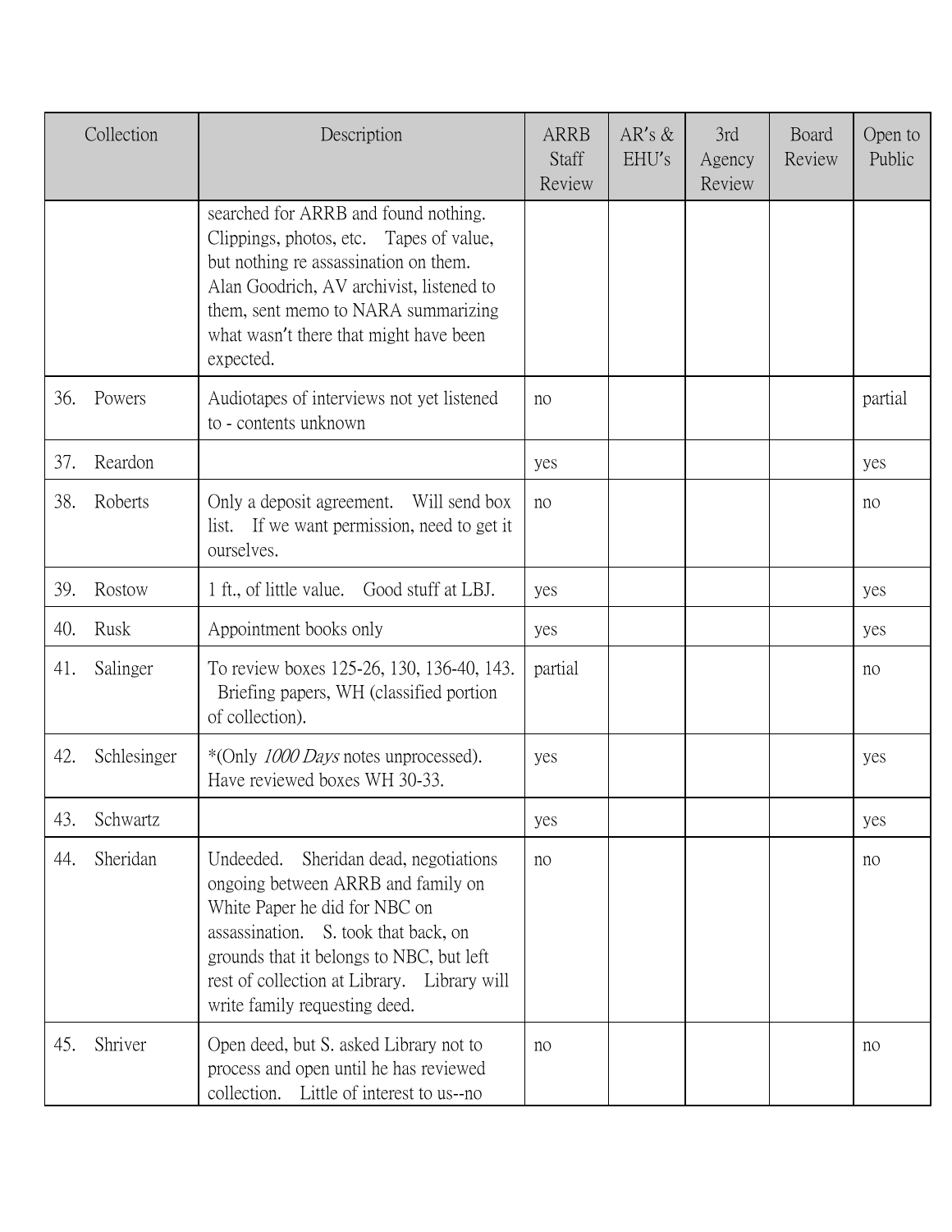| Collection | Description | ARRB Staff Review | AR's & EHU's | 3rd Agency Review | Board Review | Open to Public |
|---|---|---|---|---|---|---|
| | searched for ARRB and found nothing. Clippings, photos, etc. Tapes of value, but nothing re assassination on them. Alan Goodrich, AV archivist, listened to them, sent memo to NARA summarizing what wasn't there that might have been expected. | | | | | |
| 36. Powers | Audiotapes of interviews not yet listened to - contents unknown | no | | | | partial |
| 37. Reardon | | yes | | | | yes |
| 38. Roberts | Only a deposit agreement. Will send box list. If we want permission, need to get it ourselves. | no | | | | no |
| 39. Rostow | 1 ft., of little value. Good stuff at LBJ. | yes | | | | yes |
| 40. Rusk | Appointment books only | yes | | | | yes |
| 41. Salinger | To review boxes 125-26, 130, 136-40, 143. Briefing papers, WH (classified portion of collection). | partial | | | | no |
| 42. Schlesinger | *(Only *1000 Days* notes unprocessed). Have reviewed boxes WH 30-33. | yes | | | | yes |
| 43. Schwartz | | yes | | | | yes |
| 44. Sheridan | Undeeded. Sheridan dead, negotiations ongoing between ARRB and family on White Paper he did for NBC on assassination. S. took that back, on grounds that it belongs to NBC, but left rest of collection at Library. Library will write family requesting deed. | no | | | | no |
| 45. Shriver | Open deed, but S. asked Library not to process and open until he has reviewed collection. Little of interest to us--no | no | | | | no |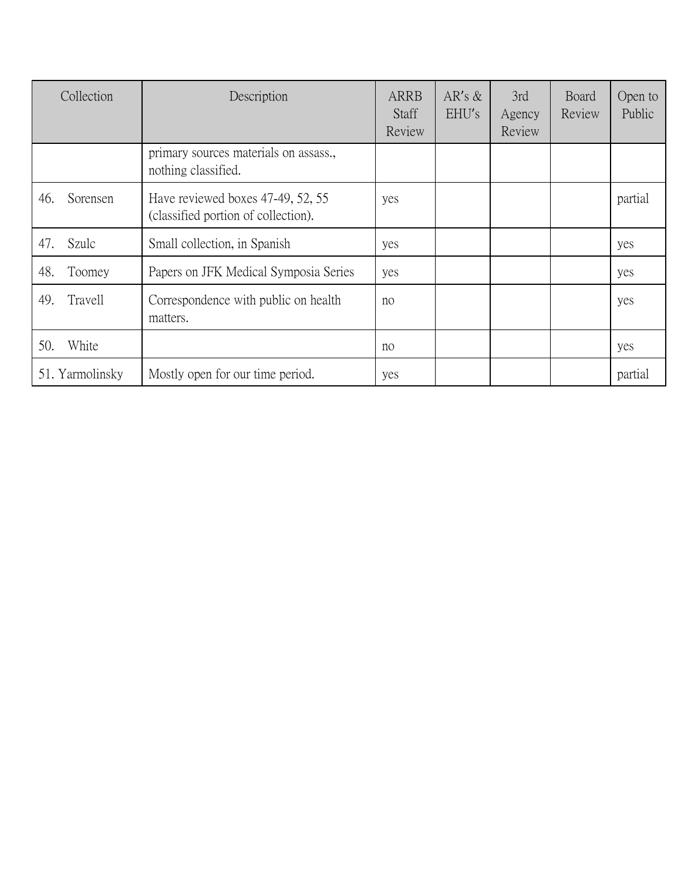| Collection | Description | ARRB Staff Review | AR's & EHU's | 3rd Agency Review | Board Review | Open to Public |
|---|---|---|---|---|---|---|
| | primary sources materials on assass., nothing classified. | | | | | |
| 46. Sorensen | Have reviewed boxes 47-49, 52, 55 (classified portion of collection). | yes | | | | partial |
| 47. Szulc | Small collection, in Spanish | yes | | | | yes |
| 48. Toomey | Papers on JFK Medical Symposia Series | yes | | | | yes |
| 49. Travell | Correspondence with public on health matters. | no | | | | yes |
| 50. White | | no | | | | yes |
| 51. Yarmolinsky | Mostly open for our time period. | yes | | | | partial |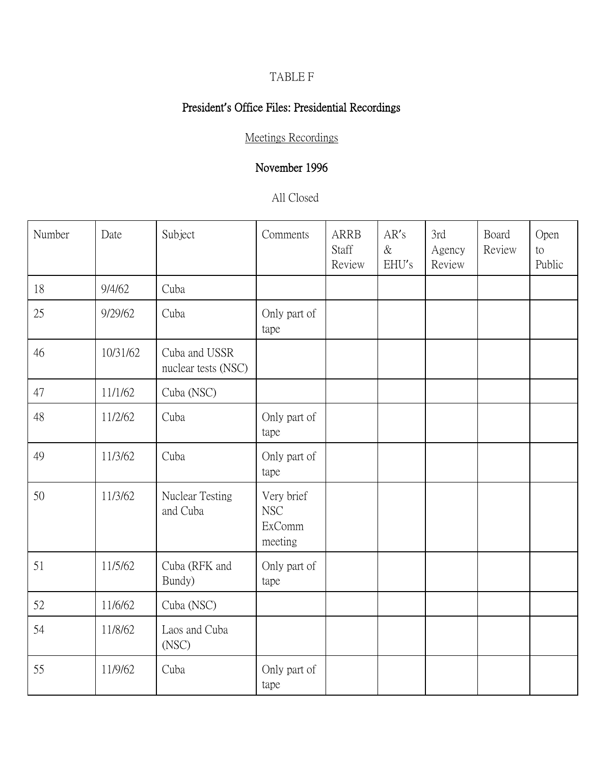TABLE F

**President's Office Files: Presidential Recordings**

Meetings Recordings

**November 1996**

All Closed

| Number | Date | Subject | Comments | ARRB Staff Review | AR's & EHU's | 3rd Agency Review | Board Review | Open to Public |
|---|---|---|---|---|---|---|---|---|
| 18 | 9/4/62 | Cuba | | | | | | |
| 25 | 9/29/62 | Cuba | Only part of tape | | | | | |
| 46 | 10/31/62 | Cuba and USSR nuclear tests (NSC) | | | | | | |
| 47 | 11/1/62 | Cuba (NSC) | | | | | | |
| 48 | 11/2/62 | Cuba | Only part of tape | | | | | |
| 49 | 11/3/62 | Cuba | Only part of tape | | | | | |
| 50 | 11/3/62 | Nuclear Testing and Cuba | Very brief NSC ExComm meeting | | | | | |
| 51 | 11/5/62 | Cuba (RFK and Bundy) | Only part of tape | | | | | |
| 52 | 11/6/62 | Cuba (NSC) | | | | | | |
| 54 | 11/8/62 | Laos and Cuba (NSC) | | | | | | |
| 55 | 11/9/62 | Cuba | Only part of tape | | | | | |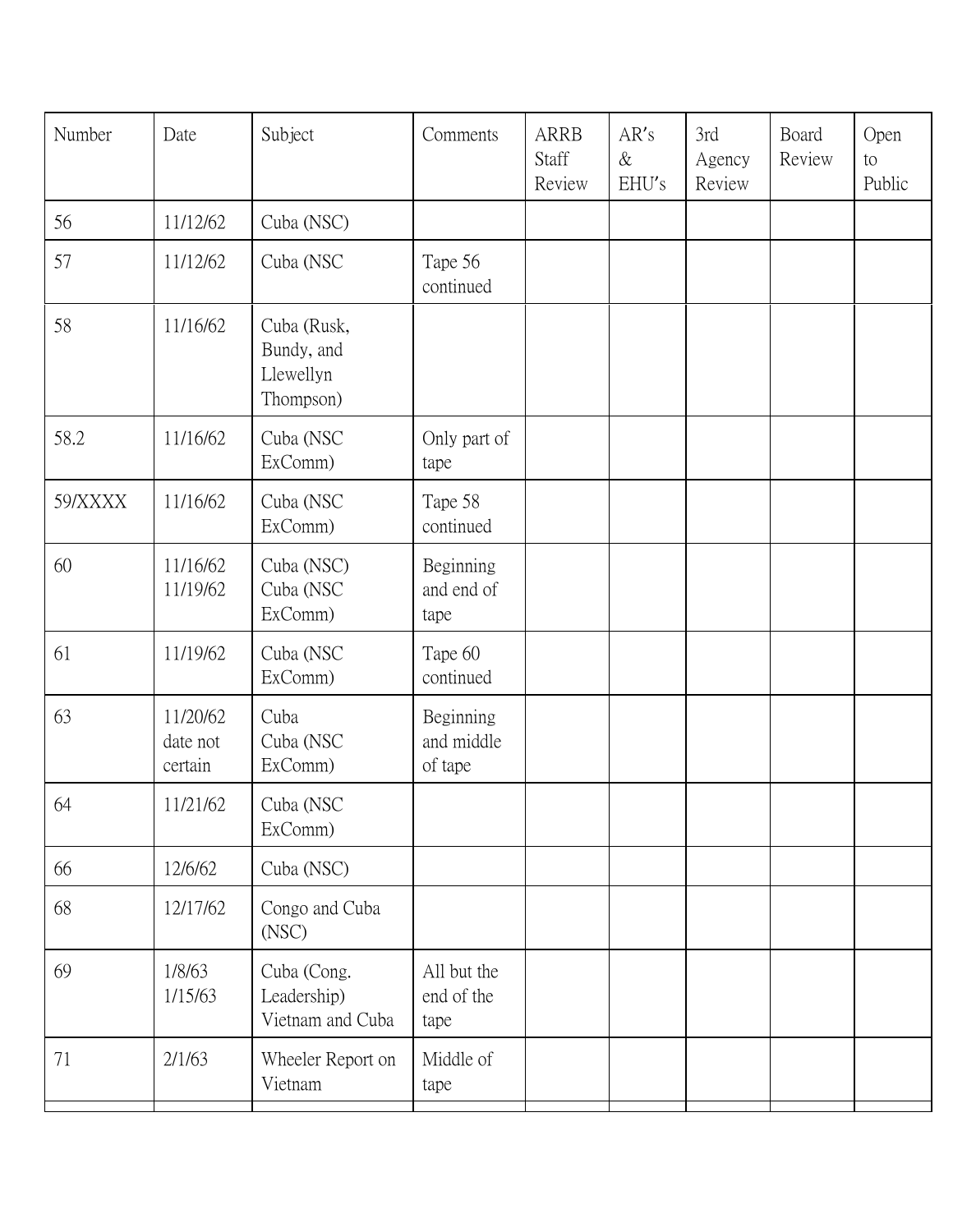| Number | Date | Subject | Comments | ARRB Staff Review | AR's & EHU's | 3rd Agency Review | Board Review | Open to Public |
|---|---|---|---|---|---|---|---|---|
| 56 | 11/12/62 | Cuba (NSC) | | | | | | |
| 57 | 11/12/62 | Cuba (NSC | Tape 56 continued | | | | | |
| 58 | 11/16/62 | Cuba (Rusk, Bundy, and Llewellyn Thompson) | | | | | | |
| 58.2 | 11/16/62 | Cuba (NSC ExComm) | Only part of tape | | | | | |
| 59/XXXX | 11/16/62 | Cuba (NSC ExComm) | Tape 58 continued | | | | | |
| 60 | 11/16/62<br>11/19/62 | Cuba (NSC)<br>Cuba (NSC ExComm) | Beginning and end of tape | | | | | |
| 61 | 11/19/62 | Cuba (NSC ExComm) | Tape 60 continued | | | | | |
| 63 | 11/20/62 date not certain | Cuba<br>Cuba (NSC ExComm) | Beginning and middle of tape | | | | | |
| 64 | 11/21/62 | Cuba (NSC ExComm) | | | | | | |
| 66 | 12/6/62 | Cuba (NSC) | | | | | | |
| 68 | 12/17/62 | Congo and Cuba (NSC) | | | | | | |
| 69 | 1/8/63<br>1/15/63 | Cuba (Cong. Leadership)<br>Vietnam and Cuba | All but the end of the tape | | | | | |
| 71 | 2/1/63 | Wheeler Report on Vietnam | Middle of tape | | | | | |
| | | | | | | | | |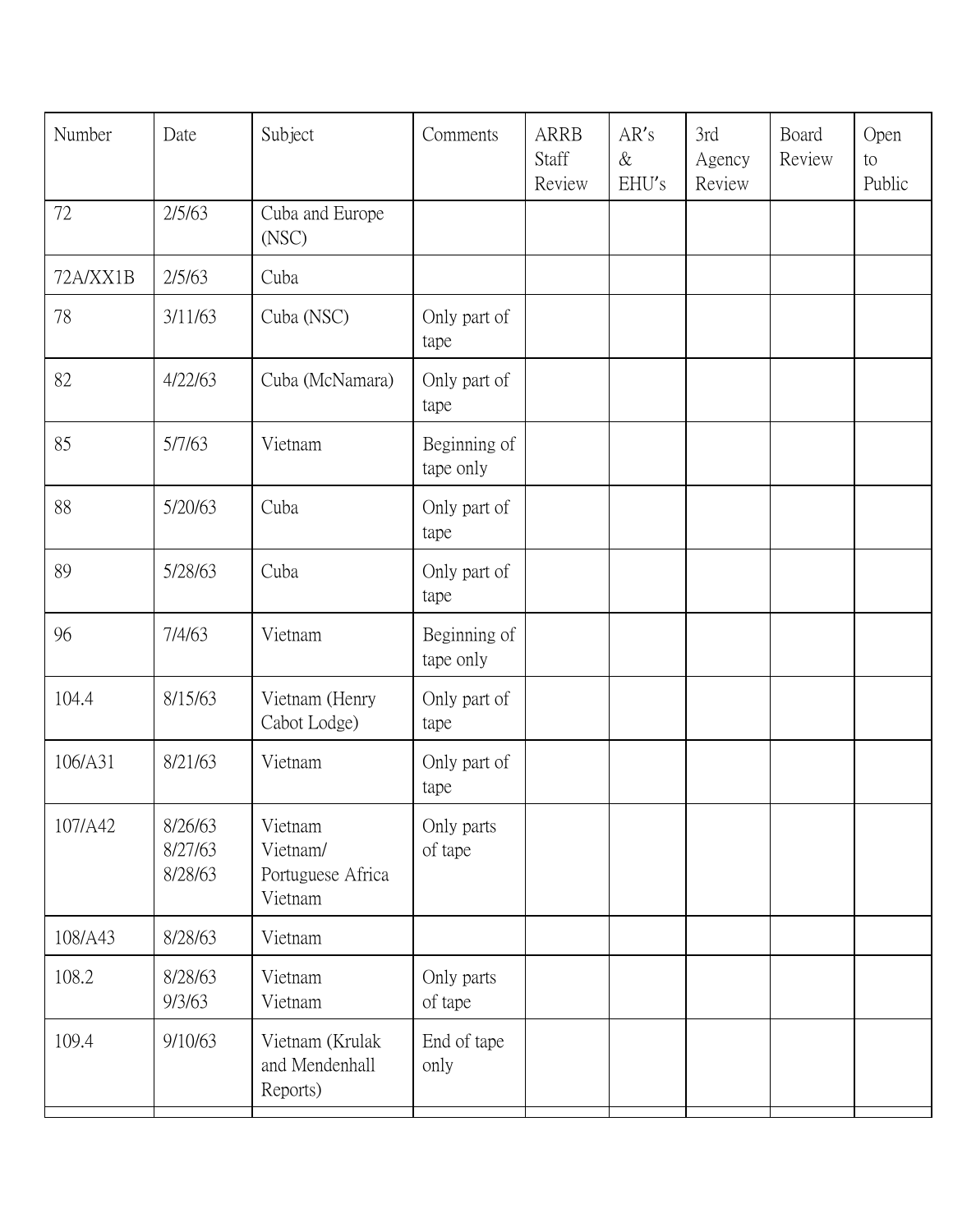| Number | Date | Subject | Comments | ARRB Staff Review | AR's & EHU's | 3rd Agency Review | Board Review | Open to Public |
|---|---|---|---|---|---|---|---|---|
| 72 | 2/5/63 | Cuba and Europe (NSC) | | | | | | |
| 72A/XX1B | 2/5/63 | Cuba | | | | | | |
| 78 | 3/11/63 | Cuba (NSC) | Only part of tape | | | | | |
| 82 | 4/22/63 | Cuba (McNamara) | Only part of tape | | | | | |
| 85 | 5/7/63 | Vietnam | Beginning of tape only | | | | | |
| 88 | 5/20/63 | Cuba | Only part of tape | | | | | |
| 89 | 5/28/63 | Cuba | Only part of tape | | | | | |
| 96 | 7/4/63 | Vietnam | Beginning of tape only | | | | | |
| 104.4 | 8/15/63 | Vietnam (Henry Cabot Lodge) | Only part of tape | | | | | |
| 106/A31 | 8/21/63 | Vietnam | Only part of tape | | | | | |
| 107/A42 | 8/26/63<br>8/27/63<br>8/28/63 | Vietnam<br>Vietnam/ Portuguese Africa<br>Vietnam | Only parts of tape | | | | | |
| 108/A43 | 8/28/63 | Vietnam | | | | | | |
| 108.2 | 8/28/63<br>9/3/63 | Vietnam<br>Vietnam | Only parts of tape | | | | | |
| 109.4 | 9/10/63 | Vietnam (Krulak and Mendenhall Reports) | End of tape only | | | | | |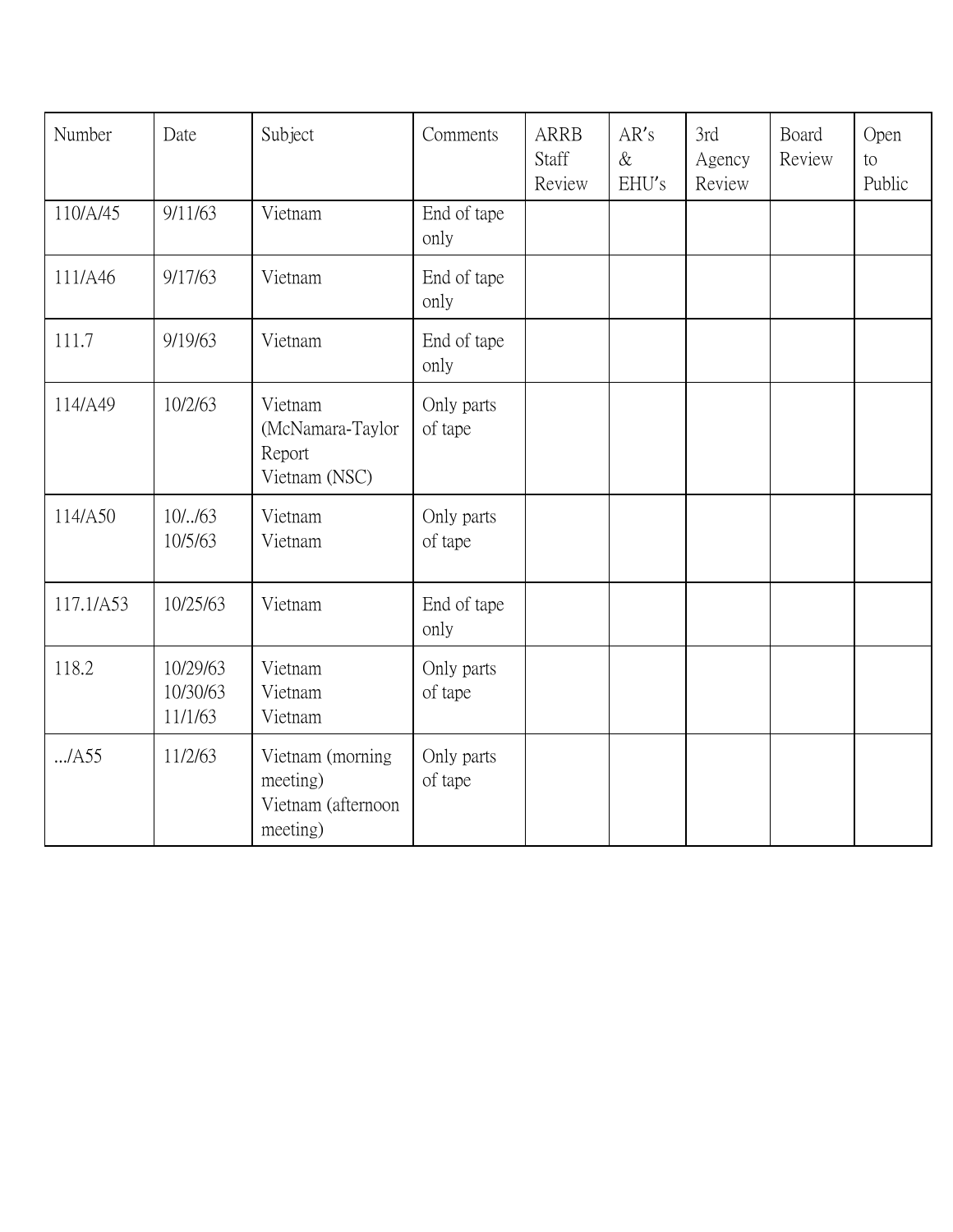| Number | Date | Subject | Comments | ARRB Staff Review | AR's & EHU's | 3rd Agency Review | Board Review | Open to Public |
|---|---|---|---|---|---|---|---|---|
| 110/A/45 | 9/11/63 | Vietnam | End of tape only | | | | | |
| 111/A46 | 9/17/63 | Vietnam | End of tape only | | | | | |
| 111.7 | 9/19/63 | Vietnam | End of tape only | | | | | |
| 114/A49 | 10/2/63 | Vietnam (McNamara-Taylor Report<br>Vietnam (NSC) | Only parts of tape | | | | | |
| 114/A50 | 10/../63<br>10/5/63 | Vietnam<br>Vietnam | Only parts of tape | | | | | |
| 117.1/A53 | 10/25/63 | Vietnam | End of tape only | | | | | |
| 118.2 | 10/29/63<br>10/30/63<br>11/1/63 | Vietnam<br>Vietnam<br>Vietnam | Only parts of tape | | | | | |
| .../A55 | 11/2/63 | Vietnam (morning meeting)<br>Vietnam (afternoon meeting) | Only parts of tape | | | | | |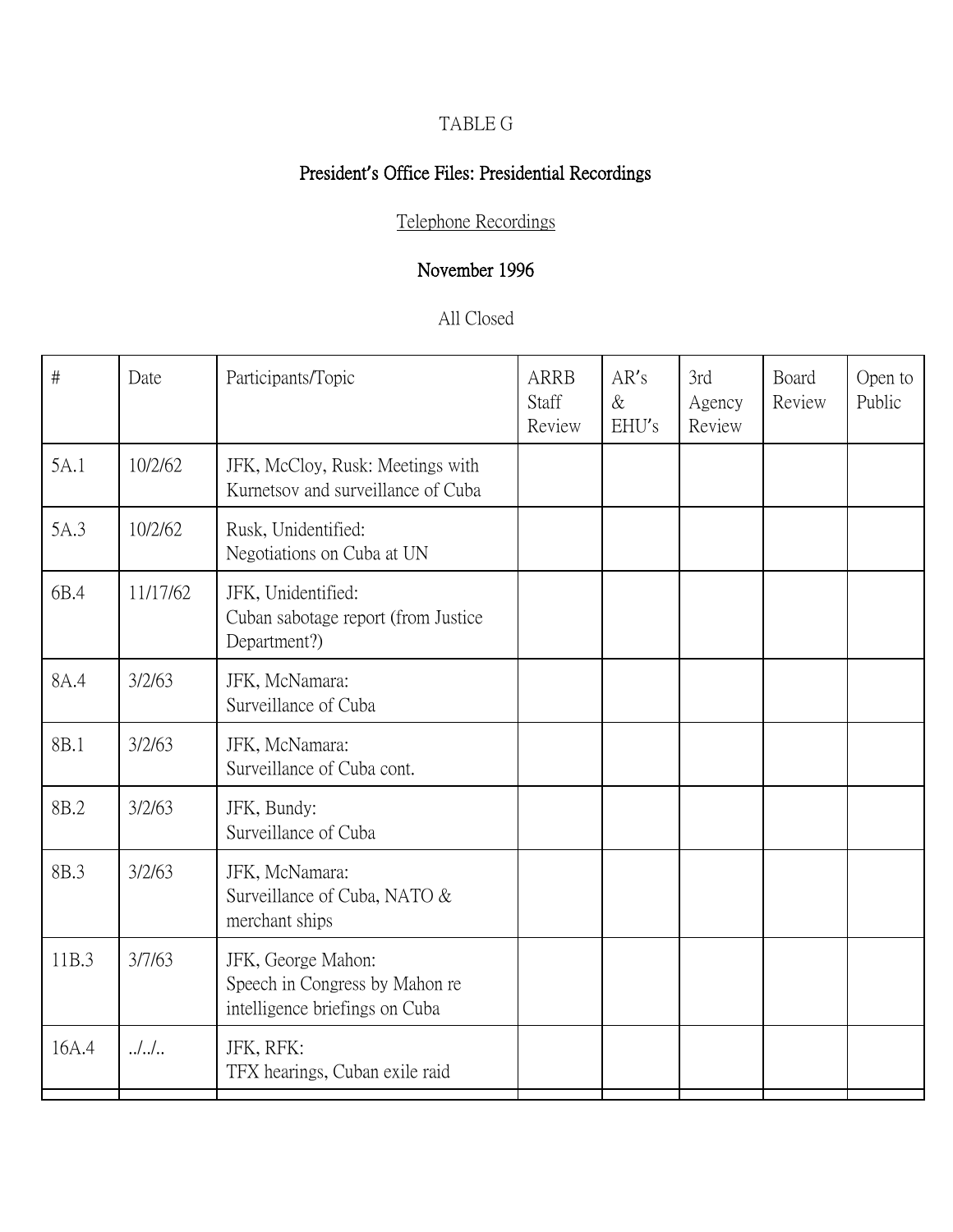TABLE G

**President's Office Files: Presidential Recordings**

Telephone Recordings

**November 1996**

All Closed

| # | Date | Participants/Topic | ARRB Staff Review | AR's & EHU's | 3rd Agency Review | Board Review | Open to Public |
|---|---|---|---|---|---|---|---|
| 5A.1 | 10/2/62 | JFK, McCloy, Rusk: Meetings with Kurnetsov and surveillance of Cuba | | | | | |
| 5A.3 | 10/2/62 | Rusk, Unidentified: Negotiations on Cuba at UN | | | | | |
| 6B.4 | 11/17/62 | JFK, Unidentified: Cuban sabotage report (from Justice Department?) | | | | | |
| 8A.4 | 3/2/63 | JFK, McNamara: Surveillance of Cuba | | | | | |
| 8B.1 | 3/2/63 | JFK, McNamara: Surveillance of Cuba cont. | | | | | |
| 8B.2 | 3/2/63 | JFK, Bundy: Surveillance of Cuba | | | | | |
| 8B.3 | 3/2/63 | JFK, McNamara: Surveillance of Cuba, NATO & merchant ships | | | | | |
| 11B.3 | 3/7/63 | JFK, George Mahon: Speech in Congress by Mahon re intelligence briefings on Cuba | | | | | |
| 16A.4 | ../../.. | JFK, RFK: TFX hearings, Cuban exile raid | | | | | |
| | | | | | | | |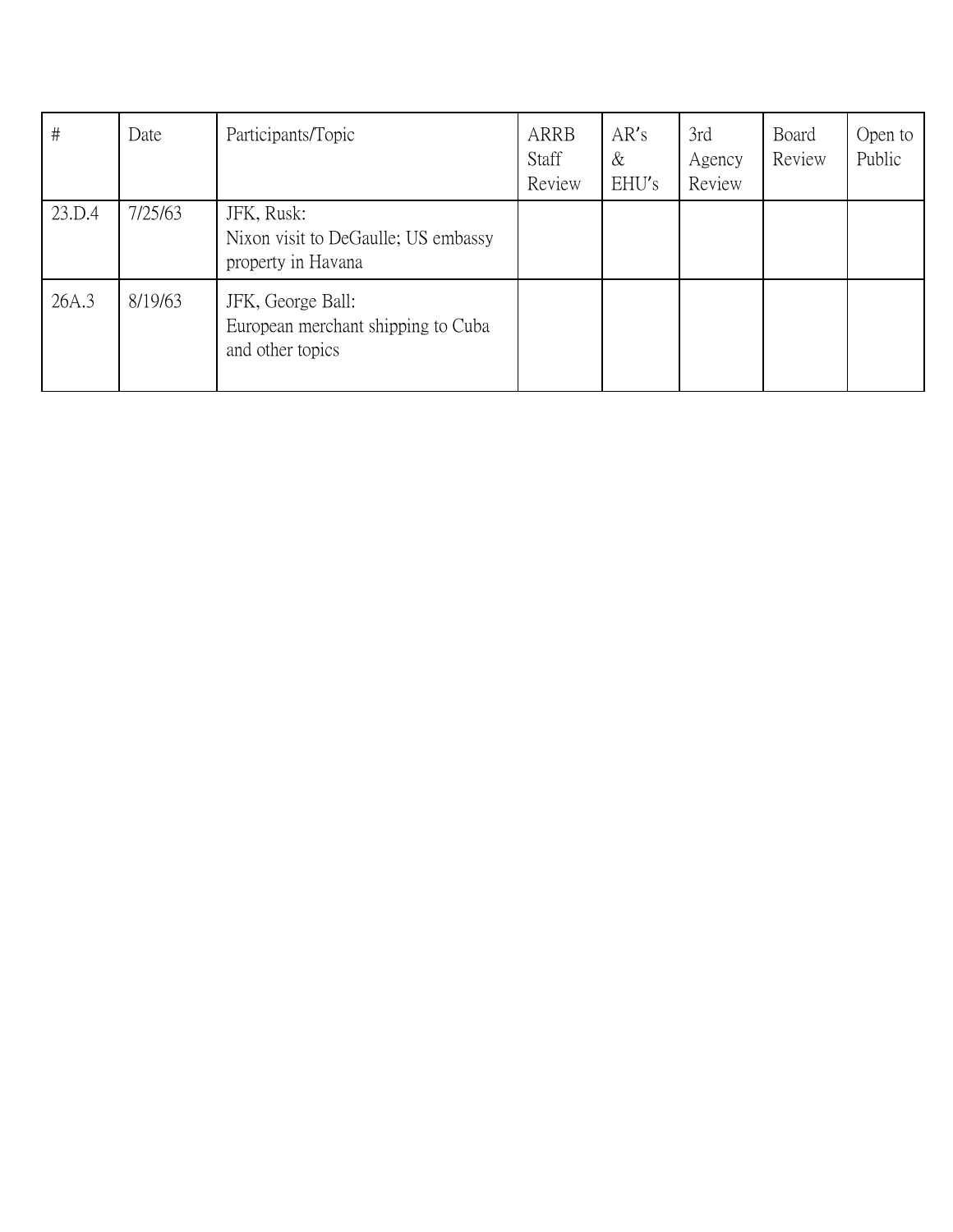| # | Date | Participants/Topic | ARRB Staff Review | AR's & EHU's | 3rd Agency Review | Board Review | Open to Public |
|---|---|---|---|---|---|---|---|
| 23.D.4 | 7/25/63 | JFK, Rusk:<br>Nixon visit to DeGaulle; US embassy property in Havana | | | | | |
| 26A.3 | 8/19/63 | JFK, George Ball:<br>European merchant shipping to Cuba and other topics | | | | | |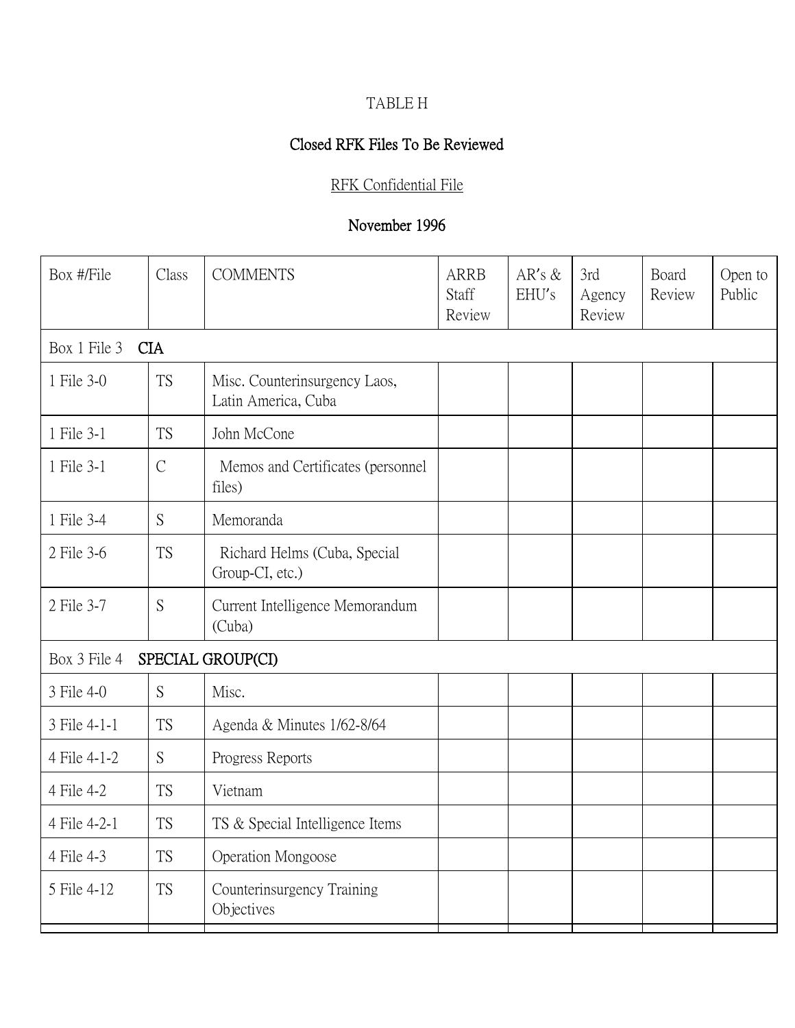TABLE H

## Closed RFK Files To Be Reviewed

RFK Confidential File

## November 1996

| Box #/File | Class | COMMENTS | ARRB Staff Review | AR's & EHU's | 3rd Agency Review | Board Review | Open to Public |
|---|---|---|---|---|---|---|---|
| Box 1 File 3 **CIA** | | | | | | | |
| 1 File 3-0 | TS | Misc. Counterinsurgency Laos, Latin America, Cuba | | | | | |
| 1 File 3-1 | TS | John McCone | | | | | |
| 1 File 3-1 | C | Memos and Certificates (personnel files) | | | | | |
| 1 File 3-4 | S | Memoranda | | | | | |
| 2 File 3-6 | TS | Richard Helms (Cuba, Special Group-CI, etc.) | | | | | |
| 2 File 3-7 | S | Current Intelligence Memorandum (Cuba) | | | | | |
| Box 3 File 4 **SPECIAL GROUP(CI)** | | | | | | | |
| 3 File 4-0 | S | Misc. | | | | | |
| 3 File 4-1-1 | TS | Agenda & Minutes 1/62-8/64 | | | | | |
| 4 File 4-1-2 | S | Progress Reports | | | | | |
| 4 File 4-2 | TS | Vietnam | | | | | |
| 4 File 4-2-1 | TS | TS & Special Intelligence Items | | | | | |
| 4 File 4-3 | TS | Operation Mongoose | | | | | |
| 5 File 4-12 | TS | Counterinsurgency Training Objectives | | | | | |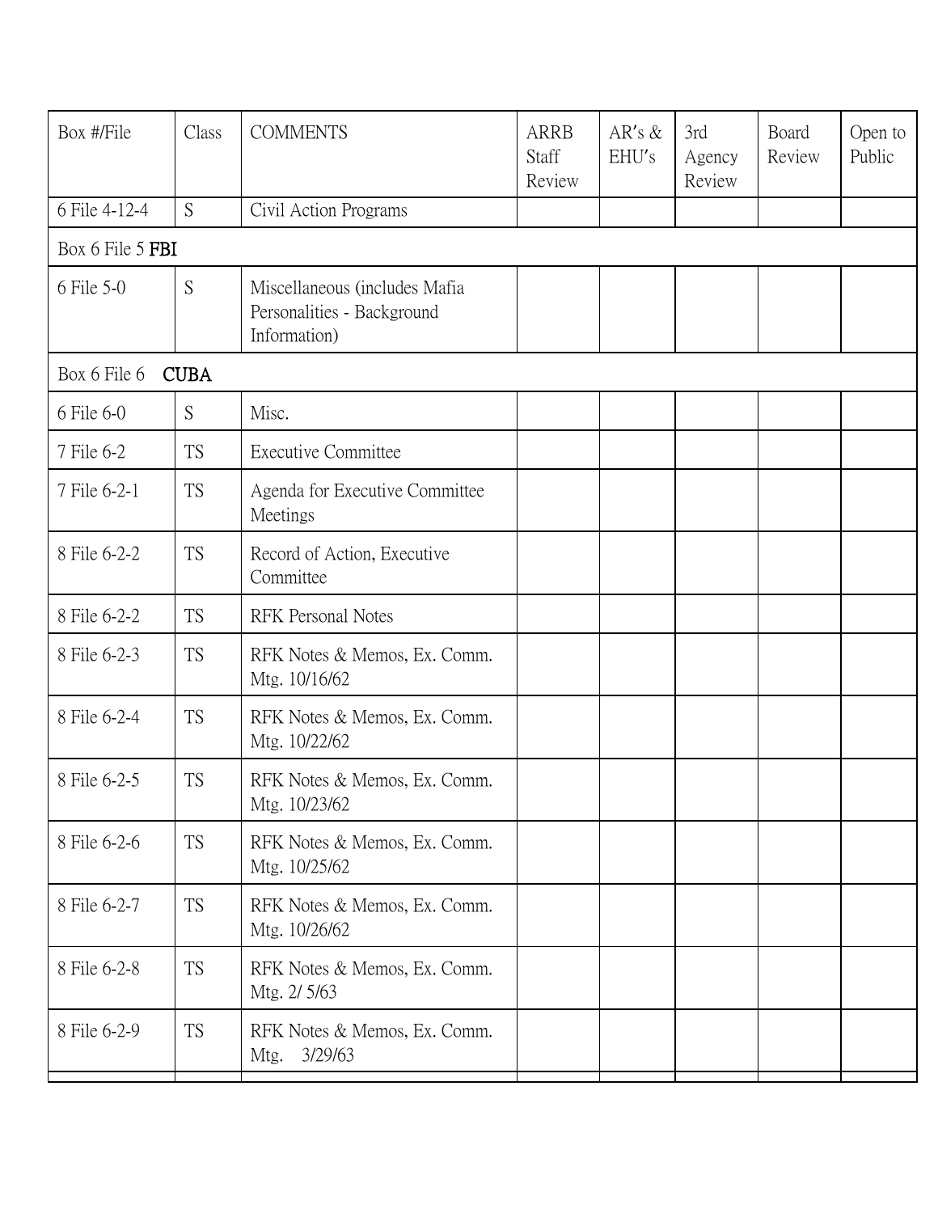| Box #/File | Class | COMMENTS | ARRB Staff Review | AR's & EHU's | 3rd Agency Review | Board Review | Open to Public |
|---|---|---|---|---|---|---|---|
| 6 File 4-12-4 | S | Civil Action Programs | | | | | |
| Box 6 File 5 **FBI** | | | | | | | |
| 6 File 5-0 | S | Miscellaneous (includes Mafia Personalities - Background Information) | | | | | |
| Box 6 File 6 **CUBA** | | | | | | | |
| 6 File 6-0 | S | Misc. | | | | | |
| 7 File 6-2 | TS | Executive Committee | | | | | |
| 7 File 6-2-1 | TS | Agenda for Executive Committee Meetings | | | | | |
| 8 File 6-2-2 | TS | Record of Action, Executive Committee | | | | | |
| 8 File 6-2-2 | TS | RFK Personal Notes | | | | | |
| 8 File 6-2-3 | TS | RFK Notes & Memos, Ex. Comm. Mtg. 10/16/62 | | | | | |
| 8 File 6-2-4 | TS | RFK Notes & Memos, Ex. Comm. Mtg. 10/22/62 | | | | | |
| 8 File 6-2-5 | TS | RFK Notes & Memos, Ex. Comm. Mtg. 10/23/62 | | | | | |
| 8 File 6-2-6 | TS | RFK Notes & Memos, Ex. Comm. Mtg. 10/25/62 | | | | | |
| 8 File 6-2-7 | TS | RFK Notes & Memos, Ex. Comm. Mtg. 10/26/62 | | | | | |
| 8 File 6-2-8 | TS | RFK Notes & Memos, Ex. Comm. Mtg. 2/ 5/63 | | | | | |
| 8 File 6-2-9 | TS | RFK Notes & Memos, Ex. Comm. Mtg. 3/29/63 | | | | | |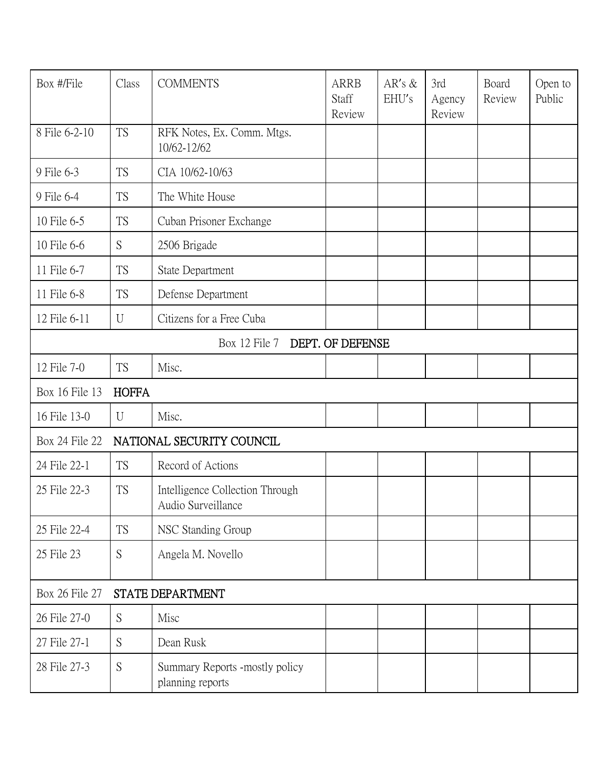| Box #/File | Class | COMMENTS | ARRB Staff Review | AR's & EHU's | 3rd Agency Review | Board Review | Open to Public |
|---|---|---|---|---|---|---|---|
| 8 File 6-2-10 | TS | RFK Notes, Ex. Comm. Mtgs. 10/62-12/62 | | | | | |
| 9 File 6-3 | TS | CIA 10/62-10/63 | | | | | |
| 9 File 6-4 | TS | The White House | | | | | |
| 10 File 6-5 | TS | Cuban Prisoner Exchange | | | | | |
| 10 File 6-6 | S | 2506 Brigade | | | | | |
| 11 File 6-7 | TS | State Department | | | | | |
| 11 File 6-8 | TS | Defense Department | | | | | |
| 12 File 6-11 | U | Citizens for a Free Cuba | | | | | |
| Box 12 File 7 **DEPT. OF DEFENSE** | | | | | | | |
| 12 File 7-0 | TS | Misc. | | | | | |
| Box 16 File 13 **HOFFA** | | | | | | | |
| 16 File 13-0 | U | Misc. | | | | | |
| Box 24 File 22 **NATIONAL SECURITY COUNCIL** | | | | | | | |
| 24 File 22-1 | TS | Record of Actions | | | | | |
| 25 File 22-3 | TS | Intelligence Collection Through Audio Surveillance | | | | | |
| 25 File 22-4 | TS | NSC Standing Group | | | | | |
| 25 File 23 | S | Angela M. Novello | | | | | |
| Box 26 File 27 **STATE DEPARTMENT** | | | | | | | |
| 26 File 27-0 | S | Misc | | | | | |
| 27 File 27-1 | S | Dean Rusk | | | | | |
| 28 File 27-3 | S | Summary Reports -mostly policy planning reports | | | | | |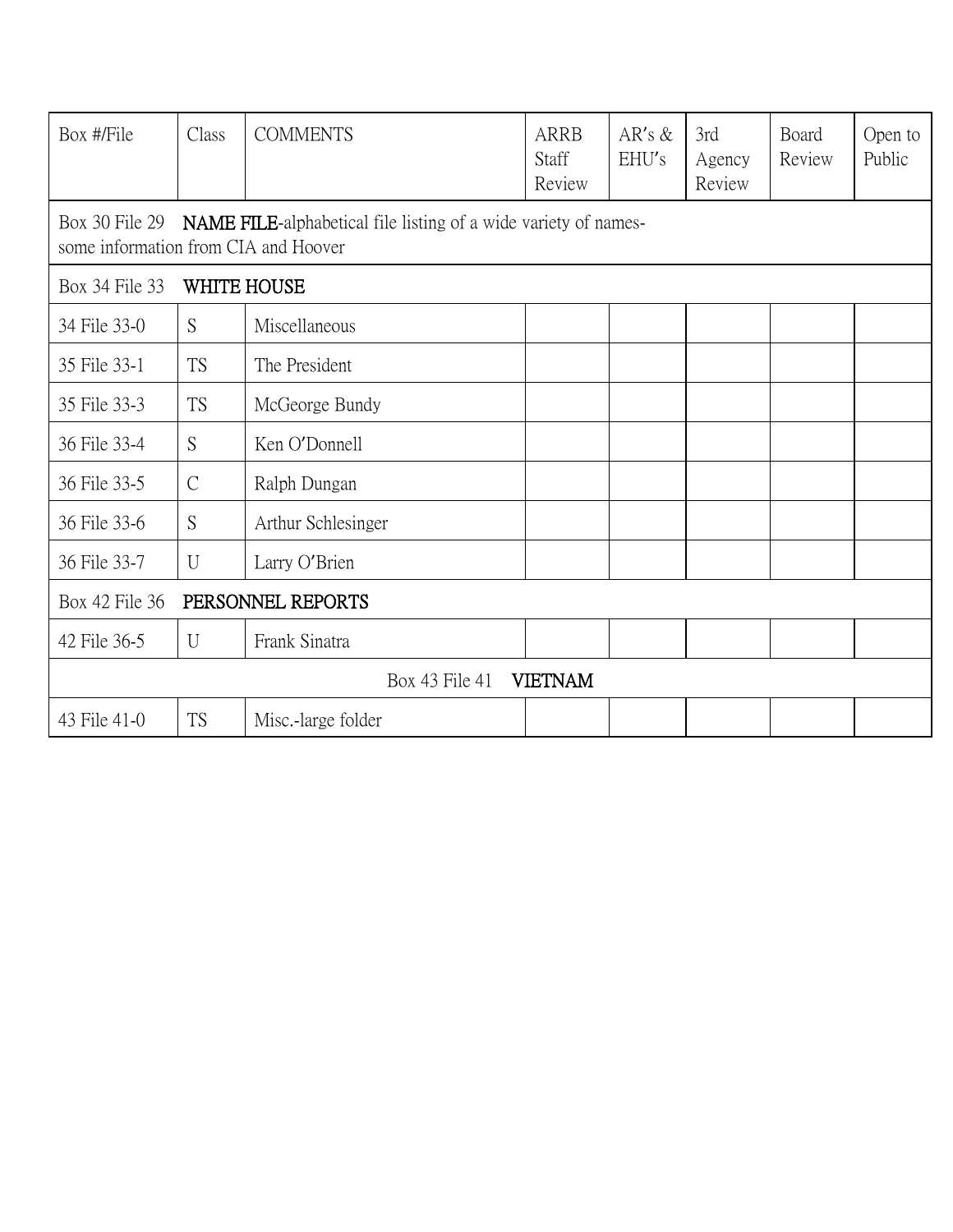| Box #/File | Class | COMMENTS | ARRB Staff Review | AR's & EHU's | 3rd Agency Review | Board Review | Open to Public |
|---|---|---|---|---|---|---|---|
| Box 30 File 29 **NAME FILE**-alphabetical file listing of a wide variety of names-some information from CIA and Hoover | | | | | | | |
| Box 34 File 33 **WHITE HOUSE** | | | | | | | |
| 34 File 33-0 | S | Miscellaneous | | | | | |
| 35 File 33-1 | TS | The President | | | | | |
| 35 File 33-3 | TS | McGeorge Bundy | | | | | |
| 36 File 33-4 | S | Ken O'Donnell | | | | | |
| 36 File 33-5 | C | Ralph Dungan | | | | | |
| 36 File 33-6 | S | Arthur Schlesinger | | | | | |
| 36 File 33-7 | U | Larry O'Brien | | | | | |
| Box 42 File 36 **PERSONNEL REPORTS** | | | | | | | |
| 42 File 36-5 | U | Frank Sinatra | | | | | |
| Box 43 File 41 **VIETNAM** | | | | | | | |
| 43 File 41-0 | TS | Misc.-large folder | | | | | |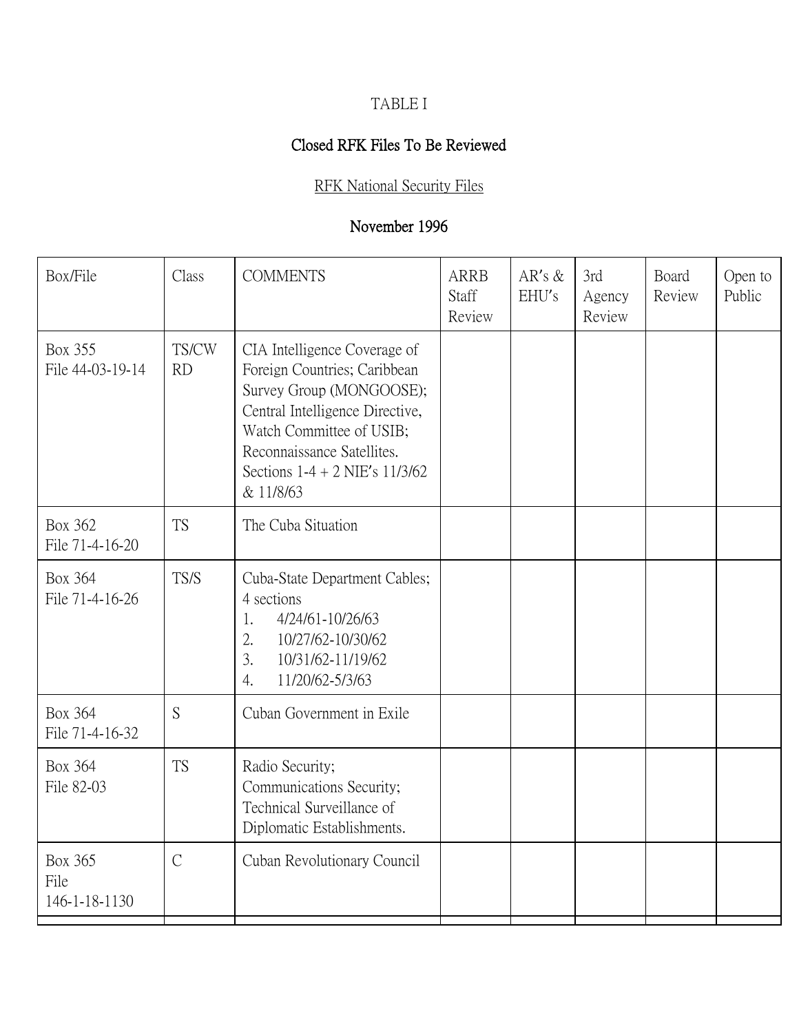TABLE I

## Closed RFK Files To Be Reviewed

RFK National Security Files

## November 1996

| Box/File | Class | COMMENTS | ARRB Staff Review | AR's & EHU's | 3rd Agency Review | Board Review | Open to Public |
|---|---|---|---|---|---|---|---|
| Box 355<br>File 44-03-19-14 | TS/CW RD | CIA Intelligence Coverage of Foreign Countries; Caribbean Survey Group (MONGOOSE); Central Intelligence Directive, Watch Committee of USIB; Reconnaissance Satellites. Sections 1-4 + 2 NIE's 11/3/62 & 11/8/63 | | | | | |
| Box 362<br>File 71-4-16-20 | TS | The Cuba Situation | | | | | |
| Box 364<br>File 71-4-16-26 | TS/S | Cuba-State Department Cables; 4 sections<br>1. 4/24/61-10/26/63<br>2. 10/27/62-10/30/62<br>3. 10/31/62-11/19/62<br>4. 11/20/62-5/3/63 | | | | | |
| Box 364<br>File 71-4-16-32 | S | Cuban Government in Exile | | | | | |
| Box 364<br>File 82-03 | TS | Radio Security; Communications Security; Technical Surveillance of Diplomatic Establishments. | | | | | |
| Box 365<br>File 146-1-18-1130 | C | Cuban Revolutionary Council | | | | | |
| | | | | | | | |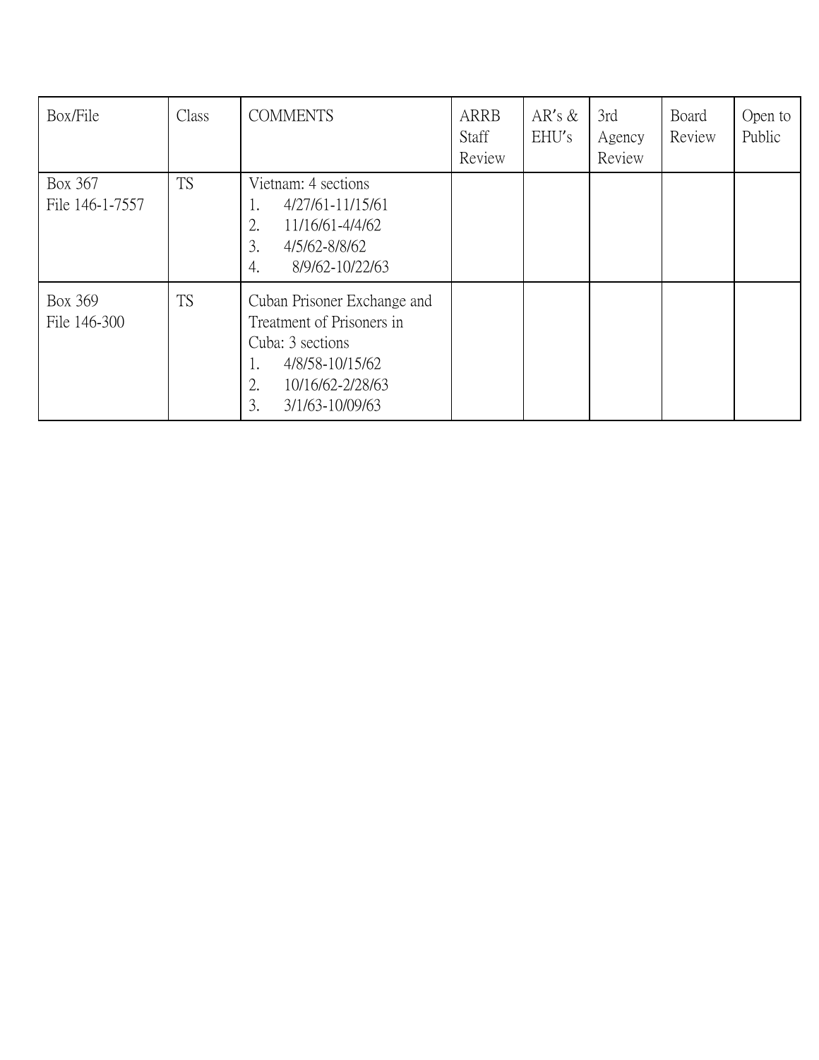| Box/File | Class | COMMENTS | ARRB Staff Review | AR's & EHU's | 3rd Agency Review | Board Review | Open to Public |
|---|---|---|---|---|---|---|---|
| Box 367<br>File 146-1-7557 | TS | Vietnam: 4 sections<br>1. 4/27/61-11/15/61<br>2. 11/16/61-4/4/62<br>3. 4/5/62-8/8/62<br>4. 8/9/62-10/22/63 | | | | | |
| Box 369<br>File 146-300 | TS | Cuban Prisoner Exchange and Treatment of Prisoners in Cuba: 3 sections<br>1. 4/8/58-10/15/62<br>2. 10/16/62-2/28/63<br>3. 3/1/63-10/09/63 | | | | | |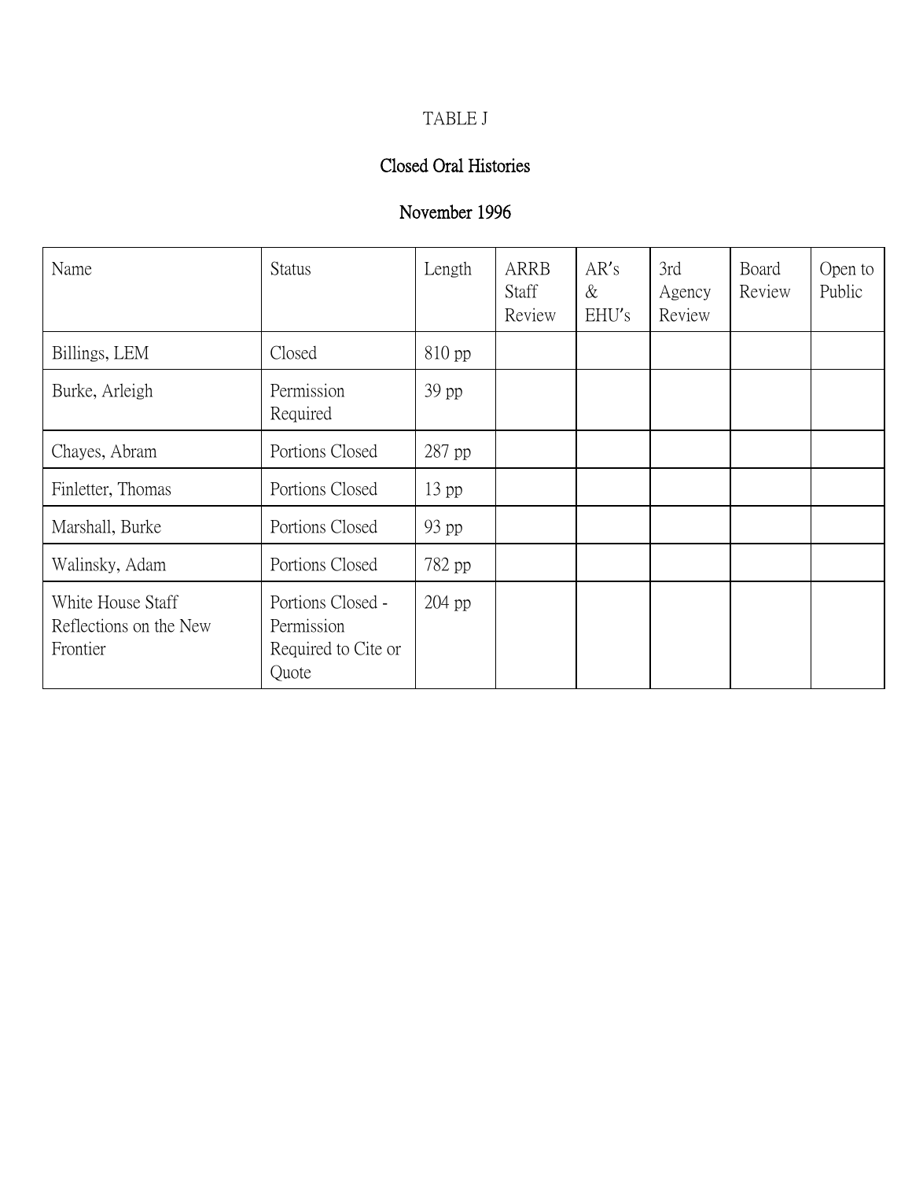TABLE J

## Closed Oral Histories

## November 1996

| Name | Status | Length | ARRB Staff Review | AR's & EHU's | 3rd Agency Review | Board Review | Open to Public |
|---|---|---|---|---|---|---|---|
| Billings, LEM | Closed | 810 pp | | | | | |
| Burke, Arleigh | Permission Required | 39 pp | | | | | |
| Chayes, Abram | Portions Closed | 287 pp | | | | | |
| Finletter, Thomas | Portions Closed | 13 pp | | | | | |
| Marshall, Burke | Portions Closed | 93 pp | | | | | |
| Walinsky, Adam | Portions Closed | 782 pp | | | | | |
| White House Staff Reflections on the New Frontier | Portions Closed - Permission Required to Cite or Quote | 204 pp | | | | | |